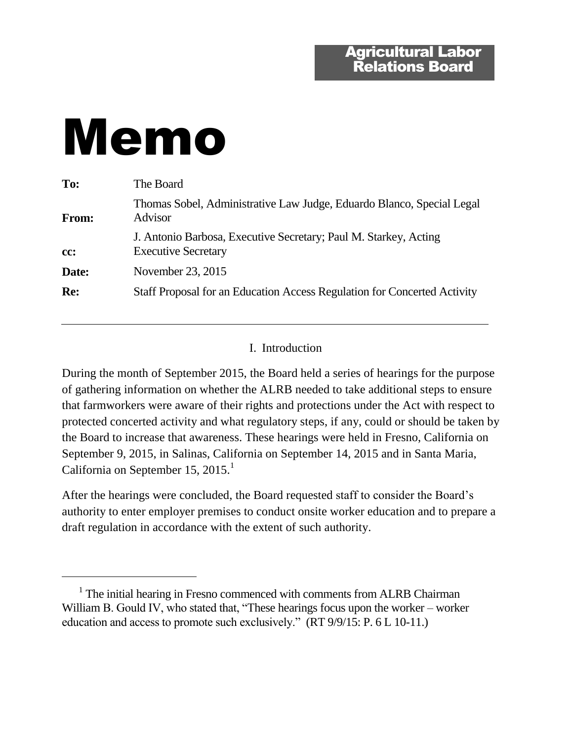**Agricultural Labor Relations Board**

# Memo

| | |
|---|---|
| **To:** | The Board |
| **From:** | Thomas Sobel, Administrative Law Judge, Eduardo Blanco, Special Legal Advisor |
| **cc:** | J. Antonio Barbosa, Executive Secretary; Paul M. Starkey, Acting Executive Secretary |
| **Date:** | November 23, 2015 |
| **Re:** | Staff Proposal for an Education Access Regulation for Concerted Activity |

---

## I. Introduction

During the month of September 2015, the Board held a series of hearings for the purpose of gathering information on whether the ALRB needed to take additional steps to ensure that farmworkers were aware of their rights and protections under the Act with respect to protected concerted activity and what regulatory steps, if any, could or should be taken by the Board to increase that awareness. These hearings were held in Fresno, California on September 9, 2015, in Salinas, California on September 14, 2015 and in Santa Maria, California on September 15, 2015.[1]

After the hearings were concluded, the Board requested staff to consider the Board's authority to enter employer premises to conduct onsite worker education and to prepare a draft regulation in accordance with the extent of such authority.

---

[1] The initial hearing in Fresno commenced with comments from ALRB Chairman William B. Gould IV, who stated that, "These hearings focus upon the worker – worker education and access to promote such exclusively." (RT 9/9/15: P. 6 L 10-11.)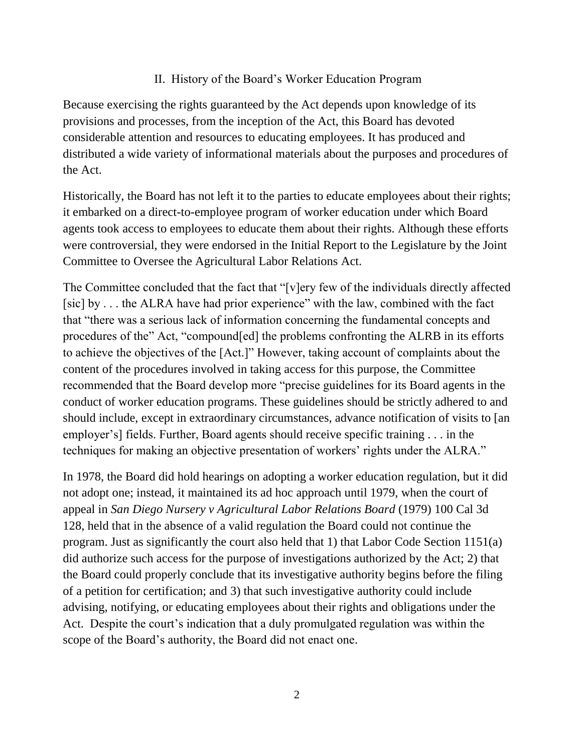## II. History of the Board's Worker Education Program

Because exercising the rights guaranteed by the Act depends upon knowledge of its provisions and processes, from the inception of the Act, this Board has devoted considerable attention and resources to educating employees. It has produced and distributed a wide variety of informational materials about the purposes and procedures of the Act.

Historically, the Board has not left it to the parties to educate employees about their rights; it embarked on a direct-to-employee program of worker education under which Board agents took access to employees to educate them about their rights. Although these efforts were controversial, they were endorsed in the Initial Report to the Legislature by the Joint Committee to Oversee the Agricultural Labor Relations Act.

The Committee concluded that the fact that "[v]ery few of the individuals directly affected [sic] by . . . the ALRA have had prior experience" with the law, combined with the fact that "there was a serious lack of information concerning the fundamental concepts and procedures of the" Act, "compound[ed] the problems confronting the ALRB in its efforts to achieve the objectives of the [Act.]" However, taking account of complaints about the content of the procedures involved in taking access for this purpose, the Committee recommended that the Board develop more "precise guidelines for its Board agents in the conduct of worker education programs. These guidelines should be strictly adhered to and should include, except in extraordinary circumstances, advance notification of visits to [an employer's] fields. Further, Board agents should receive specific training . . . in the techniques for making an objective presentation of workers' rights under the ALRA."

In 1978, the Board did hold hearings on adopting a worker education regulation, but it did not adopt one; instead, it maintained its ad hoc approach until 1979, when the court of appeal in *San Diego Nursery v Agricultural Labor Relations Board* (1979) 100 Cal 3d 128, held that in the absence of a valid regulation the Board could not continue the program. Just as significantly the court also held that 1) that Labor Code Section 1151(a) did authorize such access for the purpose of investigations authorized by the Act; 2) that the Board could properly conclude that its investigative authority begins before the filing of a petition for certification; and 3) that such investigative authority could include advising, notifying, or educating employees about their rights and obligations under the Act. Despite the court's indication that a duly promulgated regulation was within the scope of the Board's authority, the Board did not enact one.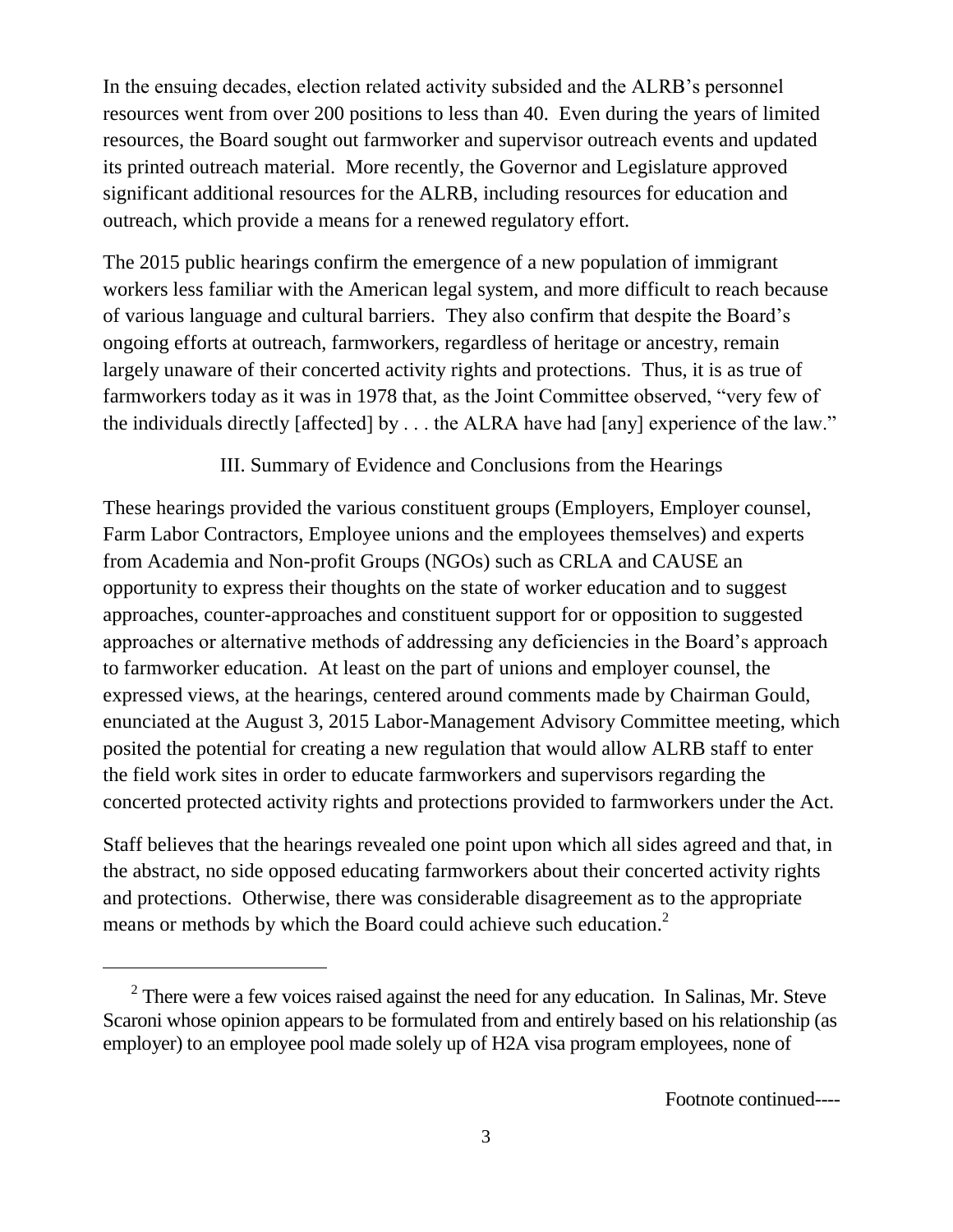In the ensuing decades, election related activity subsided and the ALRB's personnel resources went from over 200 positions to less than 40. Even during the years of limited resources, the Board sought out farmworker and supervisor outreach events and updated its printed outreach material. More recently, the Governor and Legislature approved significant additional resources for the ALRB, including resources for education and outreach, which provide a means for a renewed regulatory effort.

The 2015 public hearings confirm the emergence of a new population of immigrant workers less familiar with the American legal system, and more difficult to reach because of various language and cultural barriers. They also confirm that despite the Board's ongoing efforts at outreach, farmworkers, regardless of heritage or ancestry, remain largely unaware of their concerted activity rights and protections. Thus, it is as true of farmworkers today as it was in 1978 that, as the Joint Committee observed, "very few of the individuals directly [affected] by . . . the ALRA have had [any] experience of the law."

## III. Summary of Evidence and Conclusions from the Hearings

These hearings provided the various constituent groups (Employers, Employer counsel, Farm Labor Contractors, Employee unions and the employees themselves) and experts from Academia and Non-profit Groups (NGOs) such as CRLA and CAUSE an opportunity to express their thoughts on the state of worker education and to suggest approaches, counter-approaches and constituent support for or opposition to suggested approaches or alternative methods of addressing any deficiencies in the Board's approach to farmworker education. At least on the part of unions and employer counsel, the expressed views, at the hearings, centered around comments made by Chairman Gould, enunciated at the August 3, 2015 Labor-Management Advisory Committee meeting, which posited the potential for creating a new regulation that would allow ALRB staff to enter the field work sites in order to educate farmworkers and supervisors regarding the concerted protected activity rights and protections provided to farmworkers under the Act.

Staff believes that the hearings revealed one point upon which all sides agreed and that, in the abstract, no side opposed educating farmworkers about their concerted activity rights and protections. Otherwise, there was considerable disagreement as to the appropriate means or methods by which the Board could achieve such education.[2]

---

[2] There were a few voices raised against the need for any education. In Salinas, Mr. Steve Scaroni whose opinion appears to be formulated from and entirely based on his relationship (as employer) to an employee pool made solely up of H2A visa program employees, none of

Footnote continued----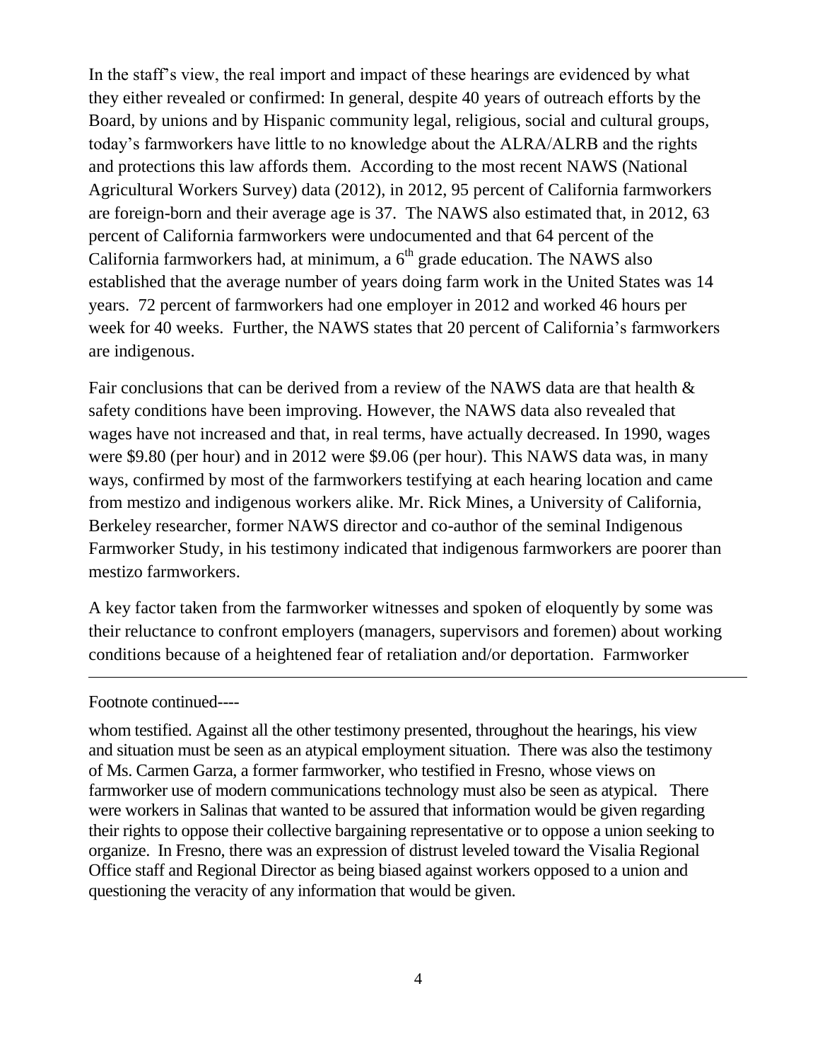In the staff's view, the real import and impact of these hearings are evidenced by what they either revealed or confirmed: In general, despite 40 years of outreach efforts by the Board, by unions and by Hispanic community legal, religious, social and cultural groups, today's farmworkers have little to no knowledge about the ALRA/ALRB and the rights and protections this law affords them. According to the most recent NAWS (National Agricultural Workers Survey) data (2012), in 2012, 95 percent of California farmworkers are foreign-born and their average age is 37. The NAWS also estimated that, in 2012, 63 percent of California farmworkers were undocumented and that 64 percent of the California farmworkers had, at minimum, a 6th grade education. The NAWS also established that the average number of years doing farm work in the United States was 14 years. 72 percent of farmworkers had one employer in 2012 and worked 46 hours per week for 40 weeks. Further, the NAWS states that 20 percent of California's farmworkers are indigenous.

Fair conclusions that can be derived from a review of the NAWS data are that health & safety conditions have been improving. However, the NAWS data also revealed that wages have not increased and that, in real terms, have actually decreased. In 1990, wages were $9.80 (per hour) and in 2012 were $9.06 (per hour). This NAWS data was, in many ways, confirmed by most of the farmworkers testifying at each hearing location and came from mestizo and indigenous workers alike. Mr. Rick Mines, a University of California, Berkeley researcher, former NAWS director and co-author of the seminal Indigenous Farmworker Study, in his testimony indicated that indigenous farmworkers are poorer than mestizo farmworkers.

A key factor taken from the farmworker witnesses and spoken of eloquently by some was their reluctance to confront employers (managers, supervisors and foremen) about working conditions because of a heightened fear of retaliation and/or deportation. Farmworker

---

Footnote continued----

whom testified. Against all the other testimony presented, throughout the hearings, his view and situation must be seen as an atypical employment situation. There was also the testimony of Ms. Carmen Garza, a former farmworker, who testified in Fresno, whose views on farmworker use of modern communications technology must also be seen as atypical. There were workers in Salinas that wanted to be assured that information would be given regarding their rights to oppose their collective bargaining representative or to oppose a union seeking to organize. In Fresno, there was an expression of distrust leveled toward the Visalia Regional Office staff and Regional Director as being biased against workers opposed to a union and questioning the veracity of any information that would be given.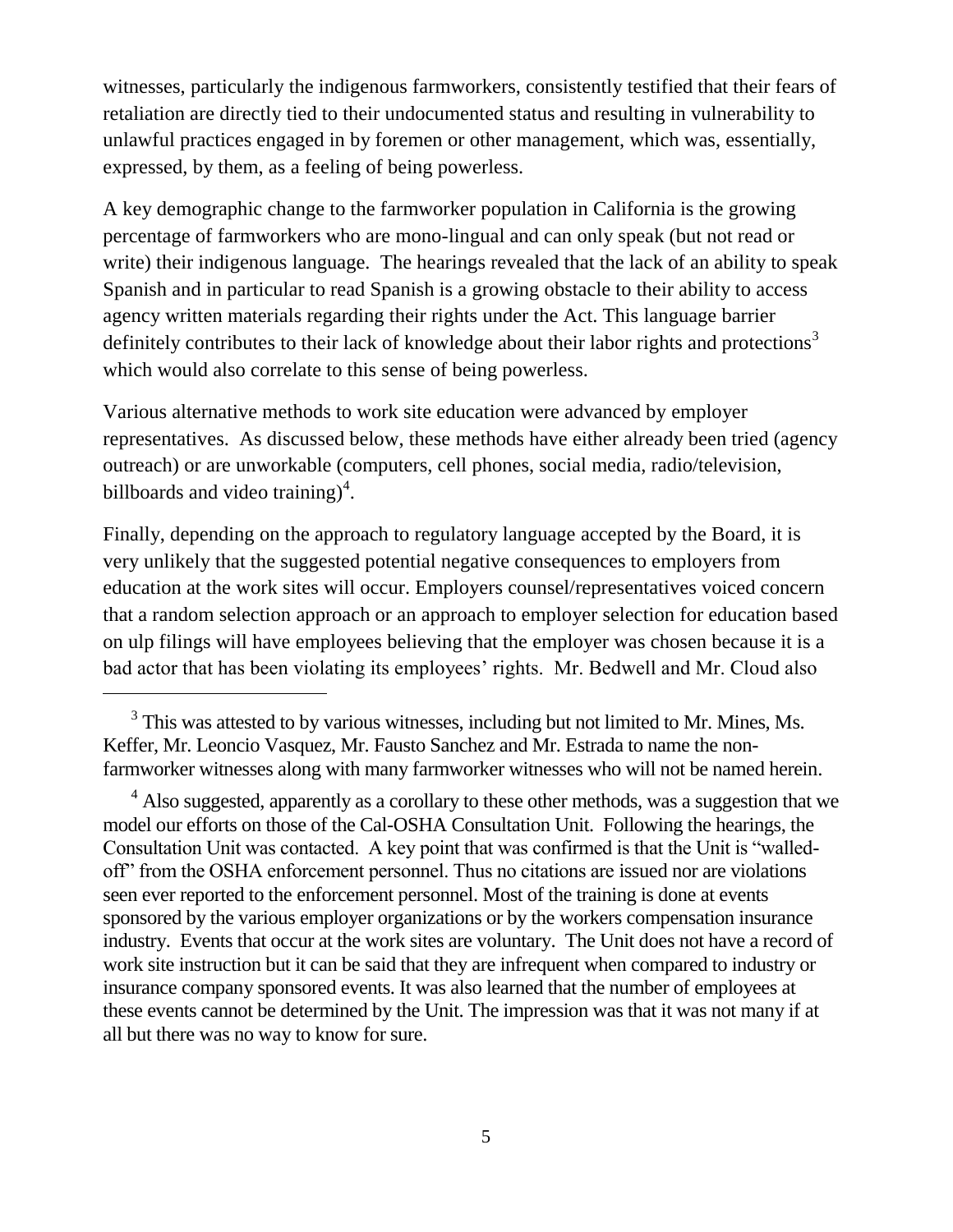witnesses, particularly the indigenous farmworkers, consistently testified that their fears of retaliation are directly tied to their undocumented status and resulting in vulnerability to unlawful practices engaged in by foremen or other management, which was, essentially, expressed, by them, as a feeling of being powerless.

A key demographic change to the farmworker population in California is the growing percentage of farmworkers who are mono-lingual and can only speak (but not read or write) their indigenous language. The hearings revealed that the lack of an ability to speak Spanish and in particular to read Spanish is a growing obstacle to their ability to access agency written materials regarding their rights under the Act. This language barrier definitely contributes to their lack of knowledge about their labor rights and protections[3] which would also correlate to this sense of being powerless.

Various alternative methods to work site education were advanced by employer representatives. As discussed below, these methods have either already been tried (agency outreach) or are unworkable (computers, cell phones, social media, radio/television, billboards and video training)[4].

Finally, depending on the approach to regulatory language accepted by the Board, it is very unlikely that the suggested potential negative consequences to employers from education at the work sites will occur. Employers counsel/representatives voiced concern that a random selection approach or an approach to employer selection for education based on ulp filings will have employees believing that the employer was chosen because it is a bad actor that has been violating its employees' rights. Mr. Bedwell and Mr. Cloud also

---

[3] This was attested to by various witnesses, including but not limited to Mr. Mines, Ms. Keffer, Mr. Leoncio Vasquez, Mr. Fausto Sanchez and Mr. Estrada to name the non-farmworker witnesses along with many farmworker witnesses who will not be named herein.

[4] Also suggested, apparently as a corollary to these other methods, was a suggestion that we model our efforts on those of the Cal-OSHA Consultation Unit. Following the hearings, the Consultation Unit was contacted. A key point that was confirmed is that the Unit is "walled-off" from the OSHA enforcement personnel. Thus no citations are issued nor are violations seen ever reported to the enforcement personnel. Most of the training is done at events sponsored by the various employer organizations or by the workers compensation insurance industry. Events that occur at the work sites are voluntary. The Unit does not have a record of work site instruction but it can be said that they are infrequent when compared to industry or insurance company sponsored events. It was also learned that the number of employees at these events cannot be determined by the Unit. The impression was that it was not many if at all but there was no way to know for sure.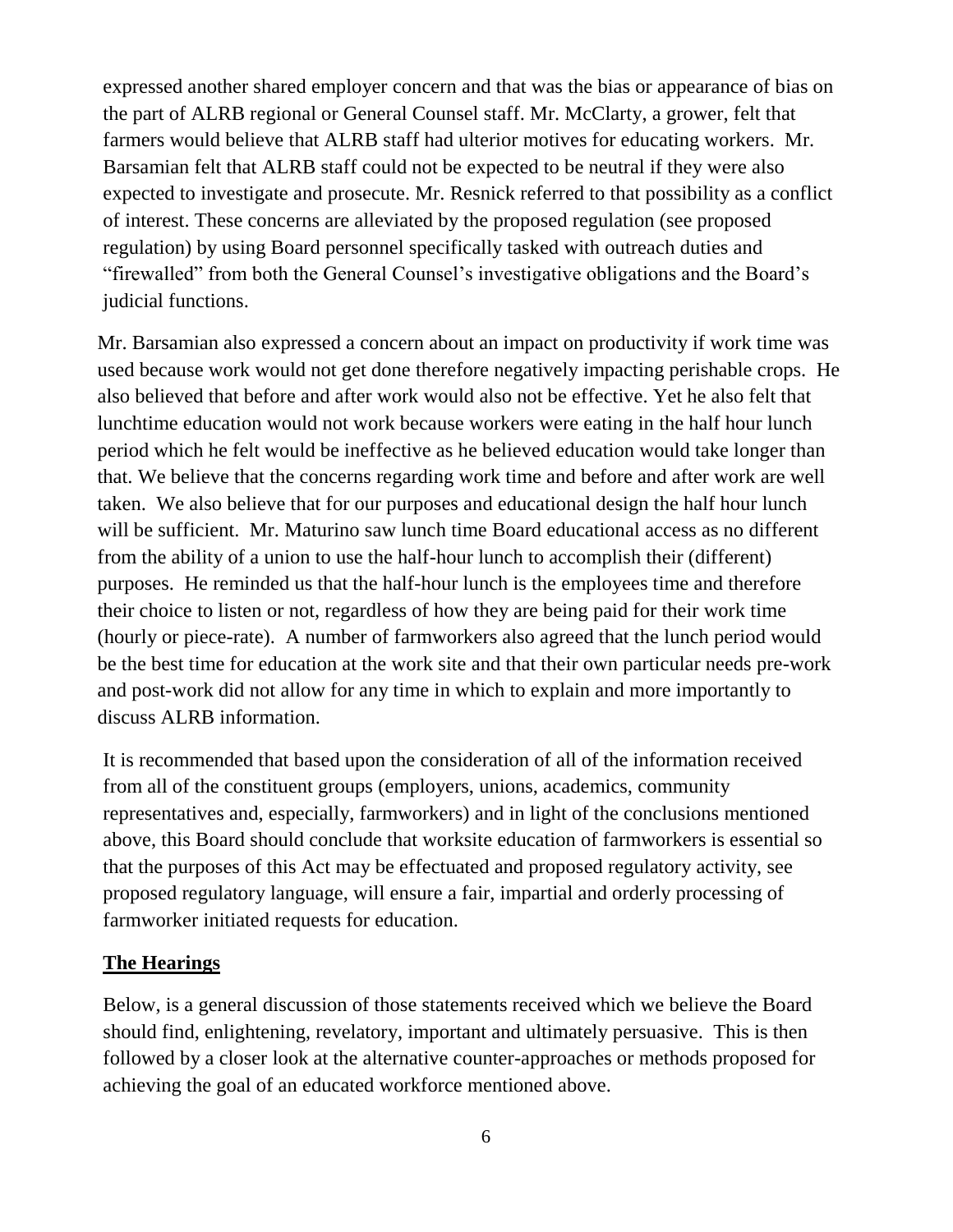expressed another shared employer concern and that was the bias or appearance of bias on the part of ALRB regional or General Counsel staff. Mr. McClarty, a grower, felt that farmers would believe that ALRB staff had ulterior motives for educating workers. Mr. Barsamian felt that ALRB staff could not be expected to be neutral if they were also expected to investigate and prosecute. Mr. Resnick referred to that possibility as a conflict of interest. These concerns are alleviated by the proposed regulation (see proposed regulation) by using Board personnel specifically tasked with outreach duties and "firewalled" from both the General Counsel's investigative obligations and the Board's judicial functions.

Mr. Barsamian also expressed a concern about an impact on productivity if work time was used because work would not get done therefore negatively impacting perishable crops. He also believed that before and after work would also not be effective. Yet he also felt that lunchtime education would not work because workers were eating in the half hour lunch period which he felt would be ineffective as he believed education would take longer than that. We believe that the concerns regarding work time and before and after work are well taken. We also believe that for our purposes and educational design the half hour lunch will be sufficient. Mr. Maturino saw lunch time Board educational access as no different from the ability of a union to use the half-hour lunch to accomplish their (different) purposes. He reminded us that the half-hour lunch is the employees time and therefore their choice to listen or not, regardless of how they are being paid for their work time (hourly or piece-rate). A number of farmworkers also agreed that the lunch period would be the best time for education at the work site and that their own particular needs pre-work and post-work did not allow for any time in which to explain and more importantly to discuss ALRB information.

It is recommended that based upon the consideration of all of the information received from all of the constituent groups (employers, unions, academics, community representatives and, especially, farmworkers) and in light of the conclusions mentioned above, this Board should conclude that worksite education of farmworkers is essential so that the purposes of this Act may be effectuated and proposed regulatory activity, see proposed regulatory language, will ensure a fair, impartial and orderly processing of farmworker initiated requests for education.

## The Hearings

Below, is a general discussion of those statements received which we believe the Board should find, enlightening, revelatory, important and ultimately persuasive. This is then followed by a closer look at the alternative counter-approaches or methods proposed for achieving the goal of an educated workforce mentioned above.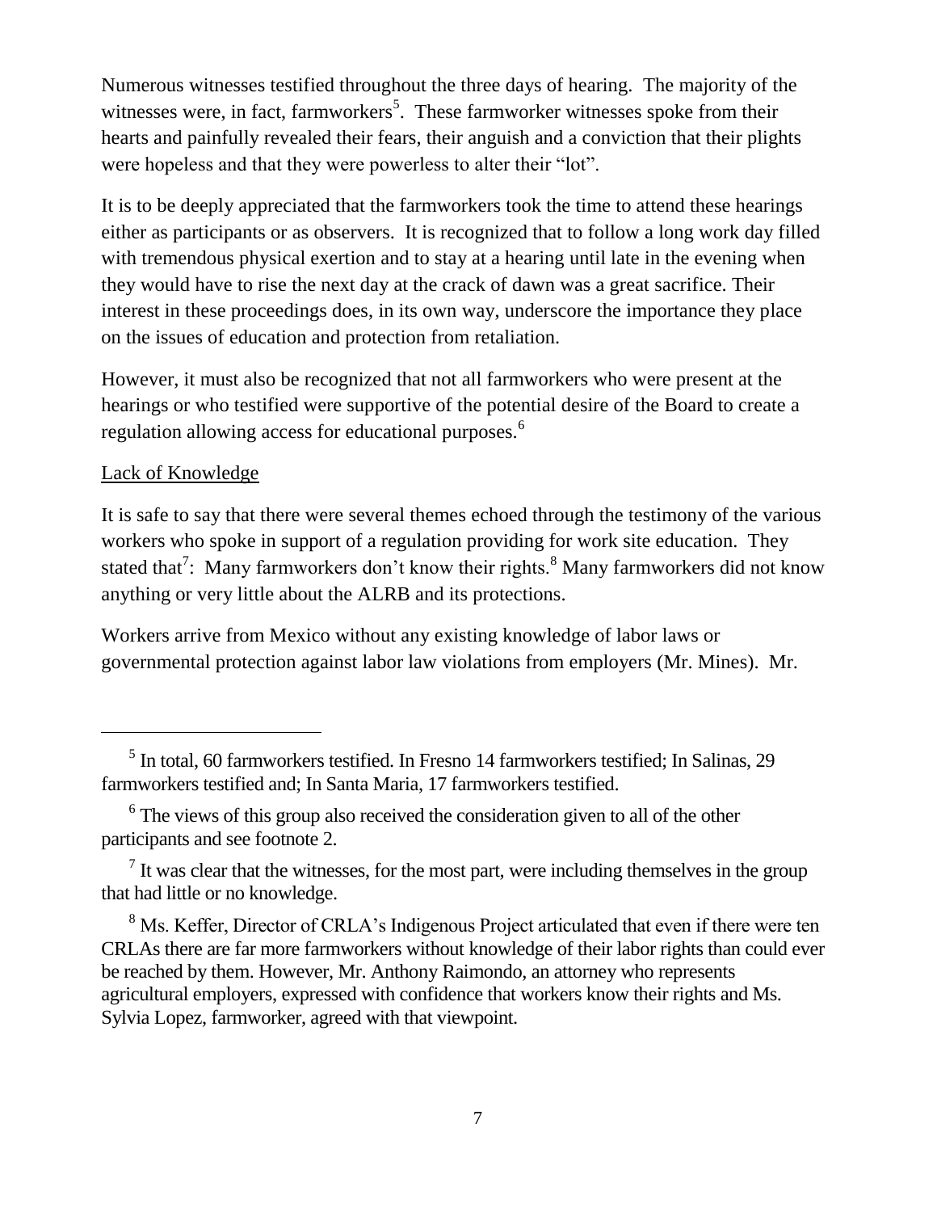Numerous witnesses testified throughout the three days of hearing. The majority of the witnesses were, in fact, farmworkers[5]. These farmworker witnesses spoke from their hearts and painfully revealed their fears, their anguish and a conviction that their plights were hopeless and that they were powerless to alter their "lot".

It is to be deeply appreciated that the farmworkers took the time to attend these hearings either as participants or as observers. It is recognized that to follow a long work day filled with tremendous physical exertion and to stay at a hearing until late in the evening when they would have to rise the next day at the crack of dawn was a great sacrifice. Their interest in these proceedings does, in its own way, underscore the importance they place on the issues of education and protection from retaliation.

However, it must also be recognized that not all farmworkers who were present at the hearings or who testified were supportive of the potential desire of the Board to create a regulation allowing access for educational purposes.[6]

<u>Lack of Knowledge</u>

It is safe to say that there were several themes echoed through the testimony of the various workers who spoke in support of a regulation providing for work site education. They stated that[7]: Many farmworkers don't know their rights.[8] Many farmworkers did not know anything or very little about the ALRB and its protections.

Workers arrive from Mexico without any existing knowledge of labor laws or governmental protection against labor law violations from employers (Mr. Mines). Mr.

---

[5] In total, 60 farmworkers testified. In Fresno 14 farmworkers testified; In Salinas, 29 farmworkers testified and; In Santa Maria, 17 farmworkers testified.

[6] The views of this group also received the consideration given to all of the other participants and see footnote 2.

[7] It was clear that the witnesses, for the most part, were including themselves in the group that had little or no knowledge.

[8] Ms. Keffer, Director of CRLA's Indigenous Project articulated that even if there were ten CRLAs there are far more farmworkers without knowledge of their labor rights than could ever be reached by them. However, Mr. Anthony Raimondo, an attorney who represents agricultural employers, expressed with confidence that workers know their rights and Ms. Sylvia Lopez, farmworker, agreed with that viewpoint.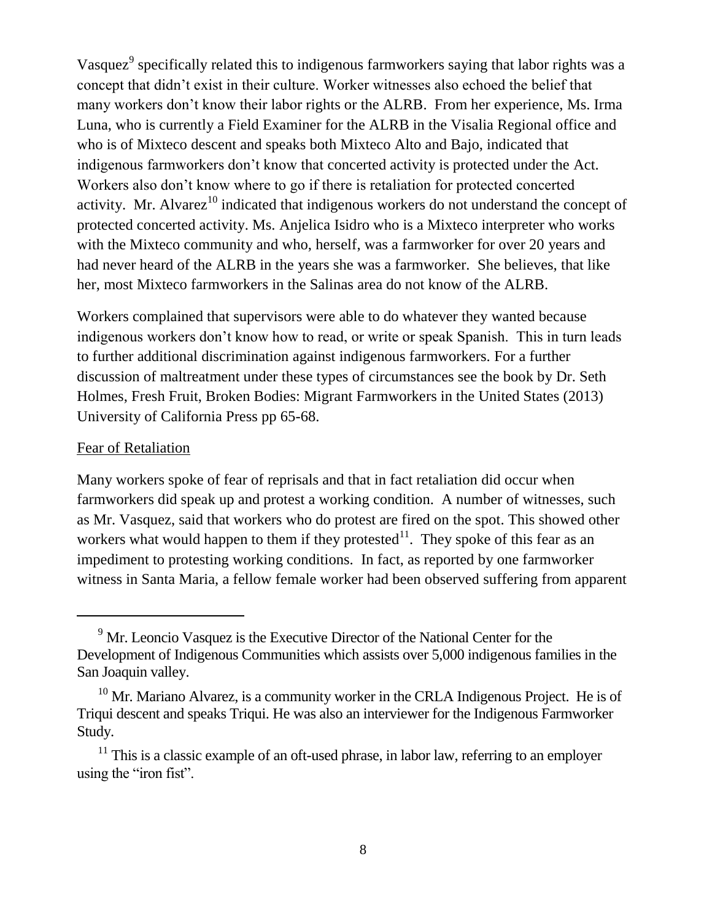Vasquez[9] specifically related this to indigenous farmworkers saying that labor rights was a concept that didn't exist in their culture. Worker witnesses also echoed the belief that many workers don't know their labor rights or the ALRB. From her experience, Ms. Irma Luna, who is currently a Field Examiner for the ALRB in the Visalia Regional office and who is of Mixteco descent and speaks both Mixteco Alto and Bajo, indicated that indigenous farmworkers don't know that concerted activity is protected under the Act. Workers also don't know where to go if there is retaliation for protected concerted activity. Mr. Alvarez[10] indicated that indigenous workers do not understand the concept of protected concerted activity. Ms. Anjelica Isidro who is a Mixteco interpreter who works with the Mixteco community and who, herself, was a farmworker for over 20 years and had never heard of the ALRB in the years she was a farmworker. She believes, that like her, most Mixteco farmworkers in the Salinas area do not know of the ALRB.

Workers complained that supervisors were able to do whatever they wanted because indigenous workers don't know how to read, or write or speak Spanish. This in turn leads to further additional discrimination against indigenous farmworkers. For a further discussion of maltreatment under these types of circumstances see the book by Dr. Seth Holmes, Fresh Fruit, Broken Bodies: Migrant Farmworkers in the United States (2013) University of California Press pp 65-68.

<u>Fear of Retaliation</u>

Many workers spoke of fear of reprisals and that in fact retaliation did occur when farmworkers did speak up and protest a working condition. A number of witnesses, such as Mr. Vasquez, said that workers who do protest are fired on the spot. This showed other workers what would happen to them if they protested[11]. They spoke of this fear as an impediment to protesting working conditions. In fact, as reported by one farmworker witness in Santa Maria, a fellow female worker had been observed suffering from apparent

---

[9] Mr. Leoncio Vasquez is the Executive Director of the National Center for the Development of Indigenous Communities which assists over 5,000 indigenous families in the San Joaquin valley.

[10] Mr. Mariano Alvarez, is a community worker in the CRLA Indigenous Project. He is of Triqui descent and speaks Triqui. He was also an interviewer for the Indigenous Farmworker Study.

[11] This is a classic example of an oft-used phrase, in labor law, referring to an employer using the "iron fist".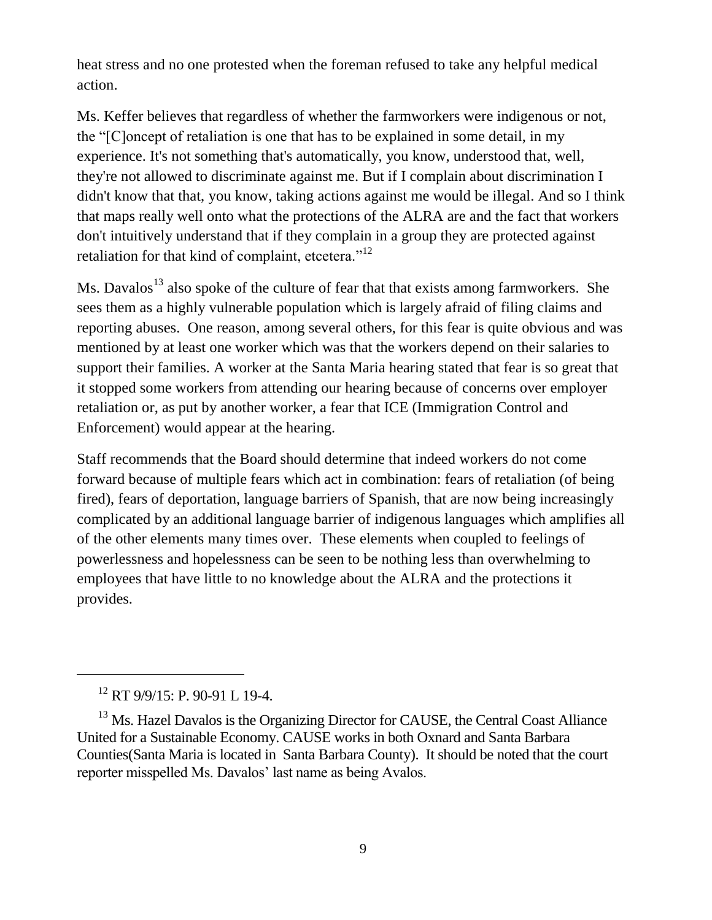heat stress and no one protested when the foreman refused to take any helpful medical action.

Ms. Keffer believes that regardless of whether the farmworkers were indigenous or not, the "[C]oncept of retaliation is one that has to be explained in some detail, in my experience. It's not something that's automatically, you know, understood that, well, they're not allowed to discriminate against me. But if I complain about discrimination I didn't know that that, you know, taking actions against me would be illegal. And so I think that maps really well onto what the protections of the ALRA are and the fact that workers don't intuitively understand that if they complain in a group they are protected against retaliation for that kind of complaint, etcetera."[12]

Ms. Davalos[13] also spoke of the culture of fear that that exists among farmworkers. She sees them as a highly vulnerable population which is largely afraid of filing claims and reporting abuses. One reason, among several others, for this fear is quite obvious and was mentioned by at least one worker which was that the workers depend on their salaries to support their families. A worker at the Santa Maria hearing stated that fear is so great that it stopped some workers from attending our hearing because of concerns over employer retaliation or, as put by another worker, a fear that ICE (Immigration Control and Enforcement) would appear at the hearing.

Staff recommends that the Board should determine that indeed workers do not come forward because of multiple fears which act in combination: fears of retaliation (of being fired), fears of deportation, language barriers of Spanish, that are now being increasingly complicated by an additional language barrier of indigenous languages which amplifies all of the other elements many times over. These elements when coupled to feelings of powerlessness and hopelessness can be seen to be nothing less than overwhelming to employees that have little to no knowledge about the ALRA and the protections it provides.

---

[12] RT 9/9/15: P. 90-91 L 19-4.

[13] Ms. Hazel Davalos is the Organizing Director for CAUSE, the Central Coast Alliance United for a Sustainable Economy. CAUSE works in both Oxnard and Santa Barbara Counties(Santa Maria is located in Santa Barbara County). It should be noted that the court reporter misspelled Ms. Davalos' last name as being Avalos.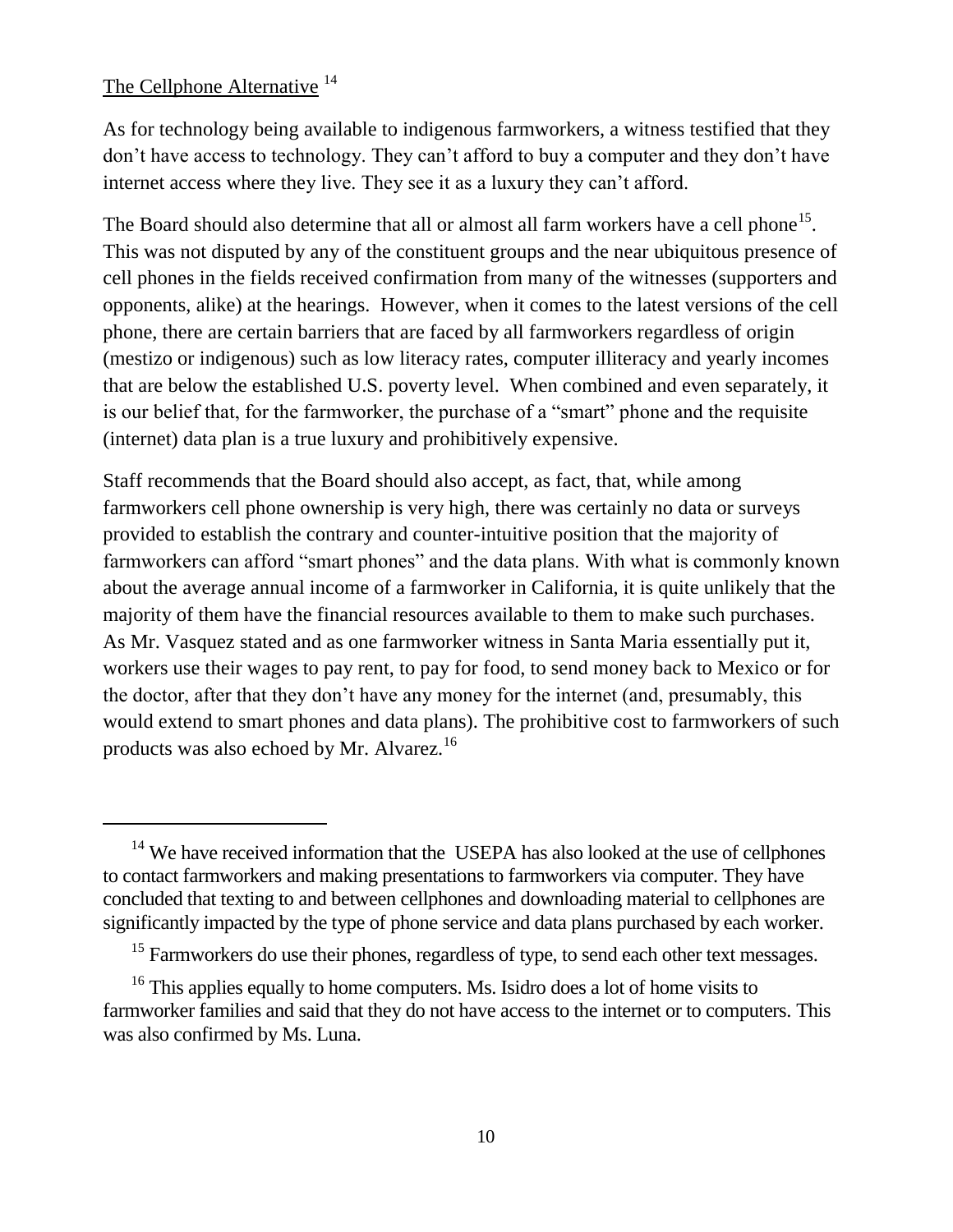The Cellphone Alternative [14]

As for technology being available to indigenous farmworkers, a witness testified that they don't have access to technology. They can't afford to buy a computer and they don't have internet access where they live. They see it as a luxury they can't afford.

The Board should also determine that all or almost all farm workers have a cell phone[15]. This was not disputed by any of the constituent groups and the near ubiquitous presence of cell phones in the fields received confirmation from many of the witnesses (supporters and opponents, alike) at the hearings. However, when it comes to the latest versions of the cell phone, there are certain barriers that are faced by all farmworkers regardless of origin (mestizo or indigenous) such as low literacy rates, computer illiteracy and yearly incomes that are below the established U.S. poverty level. When combined and even separately, it is our belief that, for the farmworker, the purchase of a "smart" phone and the requisite (internet) data plan is a true luxury and prohibitively expensive.

Staff recommends that the Board should also accept, as fact, that, while among farmworkers cell phone ownership is very high, there was certainly no data or surveys provided to establish the contrary and counter-intuitive position that the majority of farmworkers can afford "smart phones" and the data plans. With what is commonly known about the average annual income of a farmworker in California, it is quite unlikely that the majority of them have the financial resources available to them to make such purchases. As Mr. Vasquez stated and as one farmworker witness in Santa Maria essentially put it, workers use their wages to pay rent, to pay for food, to send money back to Mexico or for the doctor, after that they don't have any money for the internet (and, presumably, this would extend to smart phones and data plans). The prohibitive cost to farmworkers of such products was also echoed by Mr. Alvarez.[16]

---

[14] We have received information that the USEPA has also looked at the use of cellphones to contact farmworkers and making presentations to farmworkers via computer. They have concluded that texting to and between cellphones and downloading material to cellphones are significantly impacted by the type of phone service and data plans purchased by each worker.

[15] Farmworkers do use their phones, regardless of type, to send each other text messages.

[16] This applies equally to home computers. Ms. Isidro does a lot of home visits to farmworker families and said that they do not have access to the internet or to computers. This was also confirmed by Ms. Luna.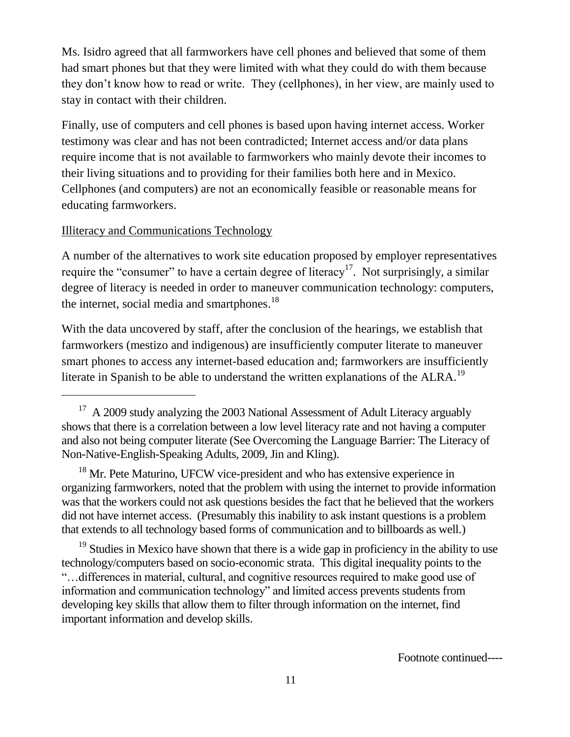Ms. Isidro agreed that all farmworkers have cell phones and believed that some of them had smart phones but that they were limited with what they could do with them because they don't know how to read or write. They (cellphones), in her view, are mainly used to stay in contact with their children.

Finally, use of computers and cell phones is based upon having internet access. Worker testimony was clear and has not been contradicted; Internet access and/or data plans require income that is not available to farmworkers who mainly devote their incomes to their living situations and to providing for their families both here and in Mexico. Cellphones (and computers) are not an economically feasible or reasonable means for educating farmworkers.

Illiteracy and Communications Technology

A number of the alternatives to work site education proposed by employer representatives require the "consumer" to have a certain degree of literacy[17]. Not surprisingly, a similar degree of literacy is needed in order to maneuver communication technology: computers, the internet, social media and smartphones.[18]

With the data uncovered by staff, after the conclusion of the hearings, we establish that farmworkers (mestizo and indigenous) are insufficiently computer literate to maneuver smart phones to access any internet-based education and; farmworkers are insufficiently literate in Spanish to be able to understand the written explanations of the ALRA.[19]

---

[17] A 2009 study analyzing the 2003 National Assessment of Adult Literacy arguably shows that there is a correlation between a low level literacy rate and not having a computer and also not being computer literate (See Overcoming the Language Barrier: The Literacy of Non-Native-English-Speaking Adults, 2009, Jin and Kling).

[18] Mr. Pete Maturino, UFCW vice-president and who has extensive experience in organizing farmworkers, noted that the problem with using the internet to provide information was that the workers could not ask questions besides the fact that he believed that the workers did not have internet access. (Presumably this inability to ask instant questions is a problem that extends to all technology based forms of communication and to billboards as well.)

[19] Studies in Mexico have shown that there is a wide gap in proficiency in the ability to use technology/computers based on socio-economic strata. This digital inequality points to the "…differences in material, cultural, and cognitive resources required to make good use of information and communication technology" and limited access prevents students from developing key skills that allow them to filter through information on the internet, find important information and develop skills.

Footnote continued----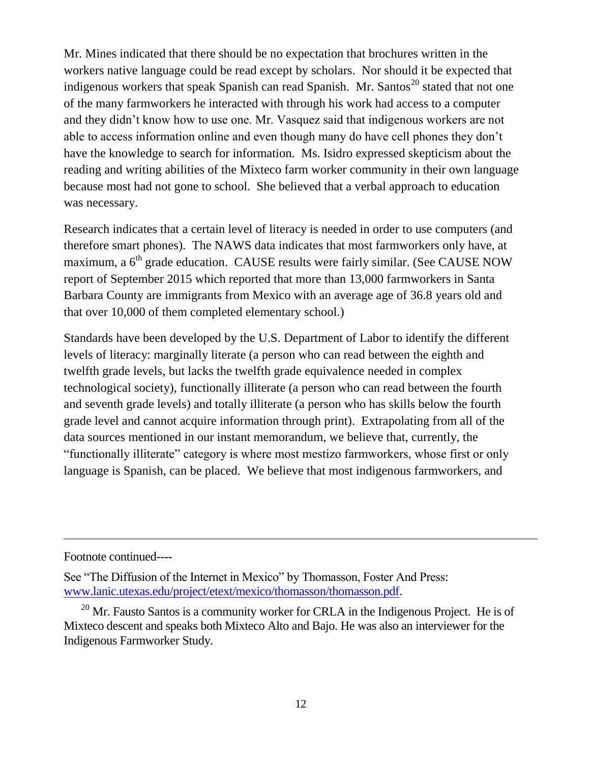Mr. Mines indicated that there should be no expectation that brochures written in the workers native language could be read except by scholars. Nor should it be expected that indigenous workers that speak Spanish can read Spanish. Mr. Santos[20] stated that not one of the many farmworkers he interacted with through his work had access to a computer and they didn't know how to use one. Mr. Vasquez said that indigenous workers are not able to access information online and even though many do have cell phones they don't have the knowledge to search for information. Ms. Isidro expressed skepticism about the reading and writing abilities of the Mixteco farm worker community in their own language because most had not gone to school. She believed that a verbal approach to education was necessary.

Research indicates that a certain level of literacy is needed in order to use computers (and therefore smart phones). The NAWS data indicates that most farmworkers only have, at maximum, a 6th grade education. CAUSE results were fairly similar. (See CAUSE NOW report of September 2015 which reported that more than 13,000 farmworkers in Santa Barbara County are immigrants from Mexico with an average age of 36.8 years old and that over 10,000 of them completed elementary school.)

Standards have been developed by the U.S. Department of Labor to identify the different levels of literacy: marginally literate (a person who can read between the eighth and twelfth grade levels, but lacks the twelfth grade equivalence needed in complex technological society), functionally illiterate (a person who can read between the fourth and seventh grade levels) and totally illiterate (a person who has skills below the fourth grade level and cannot acquire information through print). Extrapolating from all of the data sources mentioned in our instant memorandum, we believe that, currently, the "functionally illiterate" category is where most mestizo farmworkers, whose first or only language is Spanish, can be placed. We believe that most indigenous farmworkers, and

---

Footnote continued----

See "The Diffusion of the Internet in Mexico" by Thomasson, Foster And Press: [www.lanic.utexas.edu/project/etext/mexico/thomasson/thomasson.pdf](www.lanic.utexas.edu/project/etext/mexico/thomasson/thomasson.pdf).

[20] Mr. Fausto Santos is a community worker for CRLA in the Indigenous Project. He is of Mixteco descent and speaks both Mixteco Alto and Bajo. He was also an interviewer for the Indigenous Farmworker Study.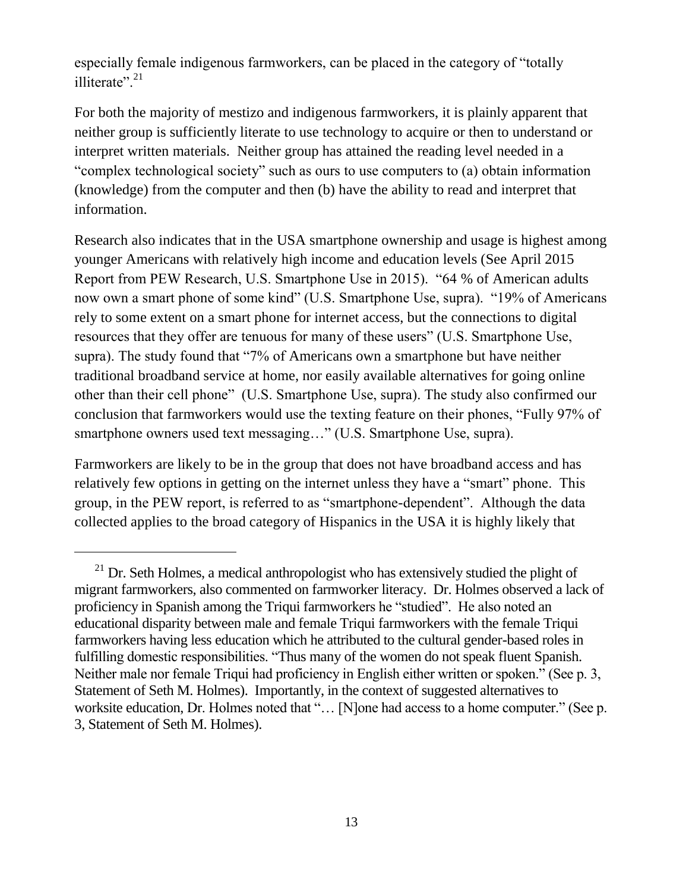especially female indigenous farmworkers, can be placed in the category of "totally illiterate".[21]

For both the majority of mestizo and indigenous farmworkers, it is plainly apparent that neither group is sufficiently literate to use technology to acquire or then to understand or interpret written materials. Neither group has attained the reading level needed in a "complex technological society" such as ours to use computers to (a) obtain information (knowledge) from the computer and then (b) have the ability to read and interpret that information.

Research also indicates that in the USA smartphone ownership and usage is highest among younger Americans with relatively high income and education levels (See April 2015 Report from PEW Research, U.S. Smartphone Use in 2015). "64 % of American adults now own a smart phone of some kind" (U.S. Smartphone Use, supra). "19% of Americans rely to some extent on a smart phone for internet access, but the connections to digital resources that they offer are tenuous for many of these users" (U.S. Smartphone Use, supra). The study found that "7% of Americans own a smartphone but have neither traditional broadband service at home, nor easily available alternatives for going online other than their cell phone" (U.S. Smartphone Use, supra). The study also confirmed our conclusion that farmworkers would use the texting feature on their phones, "Fully 97% of smartphone owners used text messaging…" (U.S. Smartphone Use, supra).

Farmworkers are likely to be in the group that does not have broadband access and has relatively few options in getting on the internet unless they have a "smart" phone. This group, in the PEW report, is referred to as "smartphone-dependent". Although the data collected applies to the broad category of Hispanics in the USA it is highly likely that

---

[21] Dr. Seth Holmes, a medical anthropologist who has extensively studied the plight of migrant farmworkers, also commented on farmworker literacy. Dr. Holmes observed a lack of proficiency in Spanish among the Triqui farmworkers he "studied". He also noted an educational disparity between male and female Triqui farmworkers with the female Triqui farmworkers having less education which he attributed to the cultural gender-based roles in fulfilling domestic responsibilities. "Thus many of the women do not speak fluent Spanish. Neither male nor female Triqui had proficiency in English either written or spoken." (See p. 3, Statement of Seth M. Holmes). Importantly, in the context of suggested alternatives to worksite education, Dr. Holmes noted that "… [N]one had access to a home computer." (See p. 3, Statement of Seth M. Holmes).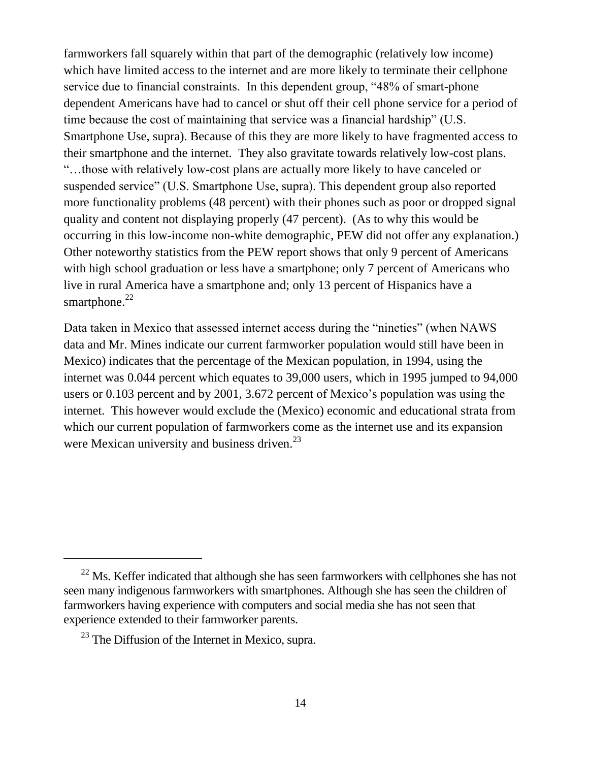farmworkers fall squarely within that part of the demographic (relatively low income) which have limited access to the internet and are more likely to terminate their cellphone service due to financial constraints. In this dependent group, "48% of smart-phone dependent Americans have had to cancel or shut off their cell phone service for a period of time because the cost of maintaining that service was a financial hardship" (U.S. Smartphone Use, supra). Because of this they are more likely to have fragmented access to their smartphone and the internet. They also gravitate towards relatively low-cost plans. "…those with relatively low-cost plans are actually more likely to have canceled or suspended service" (U.S. Smartphone Use, supra). This dependent group also reported more functionality problems (48 percent) with their phones such as poor or dropped signal quality and content not displaying properly (47 percent). (As to why this would be occurring in this low-income non-white demographic, PEW did not offer any explanation.) Other noteworthy statistics from the PEW report shows that only 9 percent of Americans with high school graduation or less have a smartphone; only 7 percent of Americans who live in rural America have a smartphone and; only 13 percent of Hispanics have a smartphone.[22]

Data taken in Mexico that assessed internet access during the "nineties" (when NAWS data and Mr. Mines indicate our current farmworker population would still have been in Mexico) indicates that the percentage of the Mexican population, in 1994, using the internet was 0.044 percent which equates to 39,000 users, which in 1995 jumped to 94,000 users or 0.103 percent and by 2001, 3.672 percent of Mexico's population was using the internet. This however would exclude the (Mexico) economic and educational strata from which our current population of farmworkers come as the internet use and its expansion were Mexican university and business driven.[23]

---

[22] Ms. Keffer indicated that although she has seen farmworkers with cellphones she has not seen many indigenous farmworkers with smartphones. Although she has seen the children of farmworkers having experience with computers and social media she has not seen that experience extended to their farmworker parents.

[23] The Diffusion of the Internet in Mexico, supra.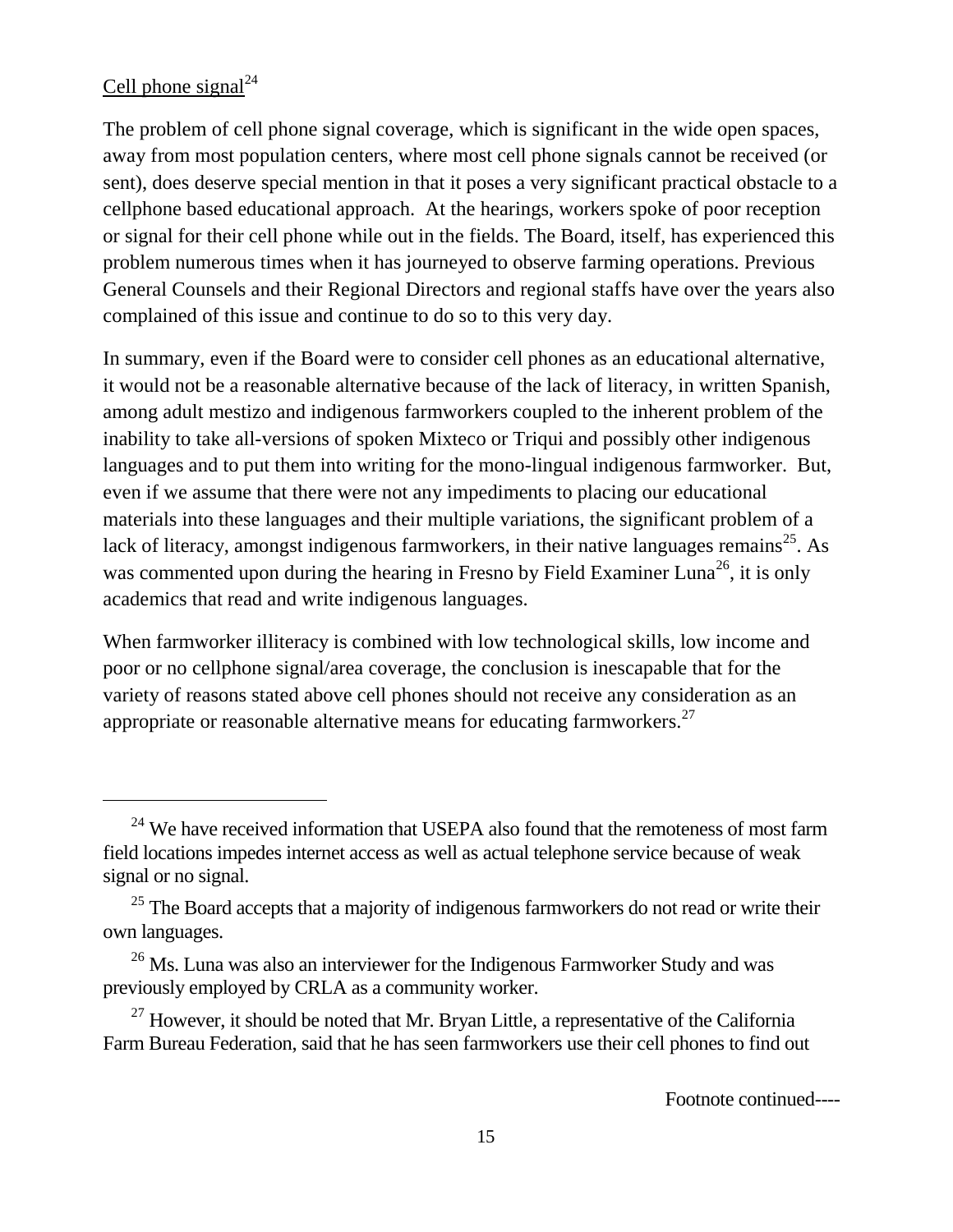Cell phone signal[24]

The problem of cell phone signal coverage, which is significant in the wide open spaces, away from most population centers, where most cell phone signals cannot be received (or sent), does deserve special mention in that it poses a very significant practical obstacle to a cellphone based educational approach. At the hearings, workers spoke of poor reception or signal for their cell phone while out in the fields. The Board, itself, has experienced this problem numerous times when it has journeyed to observe farming operations. Previous General Counsels and their Regional Directors and regional staffs have over the years also complained of this issue and continue to do so to this very day.

In summary, even if the Board were to consider cell phones as an educational alternative, it would not be a reasonable alternative because of the lack of literacy, in written Spanish, among adult mestizo and indigenous farmworkers coupled to the inherent problem of the inability to take all-versions of spoken Mixteco or Triqui and possibly other indigenous languages and to put them into writing for the mono-lingual indigenous farmworker. But, even if we assume that there were not any impediments to placing our educational materials into these languages and their multiple variations, the significant problem of a lack of literacy, amongst indigenous farmworkers, in their native languages remains[25]. As was commented upon during the hearing in Fresno by Field Examiner Luna[26], it is only academics that read and write indigenous languages.

When farmworker illiteracy is combined with low technological skills, low income and poor or no cellphone signal/area coverage, the conclusion is inescapable that for the variety of reasons stated above cell phones should not receive any consideration as an appropriate or reasonable alternative means for educating farmworkers.[27]

---

[24] We have received information that USEPA also found that the remoteness of most farm field locations impedes internet access as well as actual telephone service because of weak signal or no signal.

[25] The Board accepts that a majority of indigenous farmworkers do not read or write their own languages.

[26] Ms. Luna was also an interviewer for the Indigenous Farmworker Study and was previously employed by CRLA as a community worker.

[27] However, it should be noted that Mr. Bryan Little, a representative of the California Farm Bureau Federation, said that he has seen farmworkers use their cell phones to find out

Footnote continued----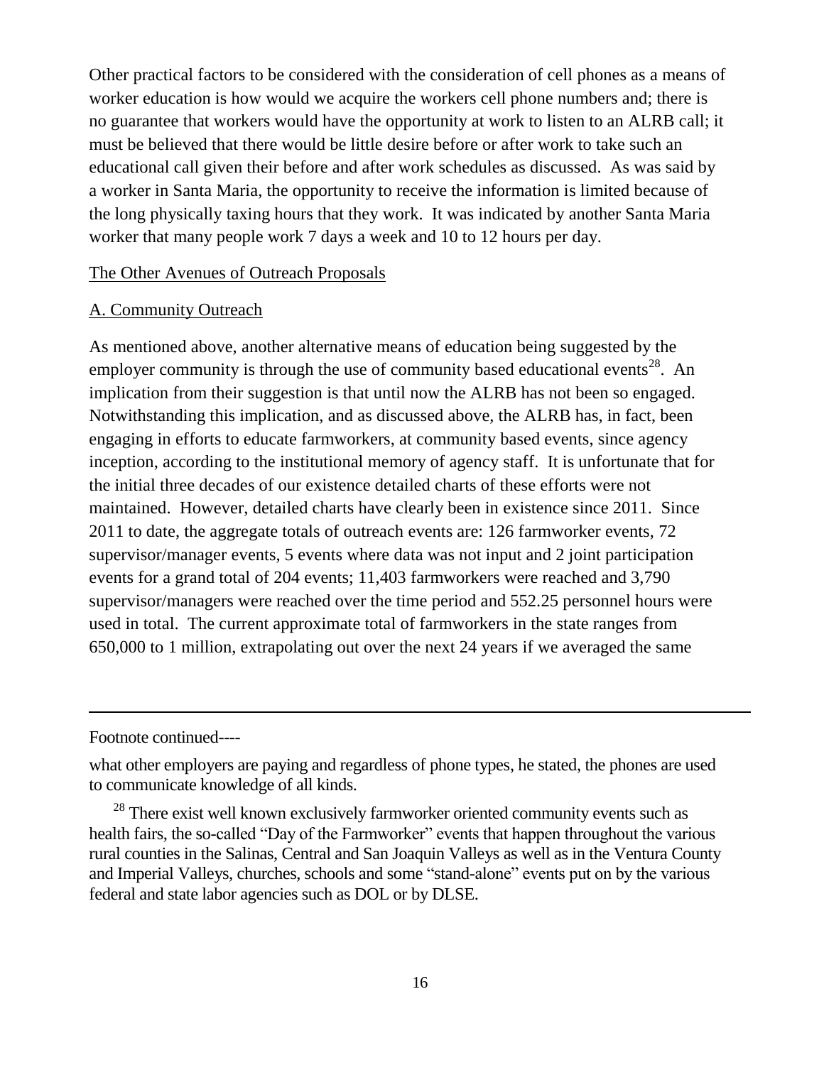Other practical factors to be considered with the consideration of cell phones as a means of worker education is how would we acquire the workers cell phone numbers and; there is no guarantee that workers would have the opportunity at work to listen to an ALRB call; it must be believed that there would be little desire before or after work to take such an educational call given their before and after work schedules as discussed. As was said by a worker in Santa Maria, the opportunity to receive the information is limited because of the long physically taxing hours that they work. It was indicated by another Santa Maria worker that many people work 7 days a week and 10 to 12 hours per day.

<u>The Other Avenues of Outreach Proposals</u>

<u>A. Community Outreach</u>

As mentioned above, another alternative means of education being suggested by the employer community is through the use of community based educational events[28]. An implication from their suggestion is that until now the ALRB has not been so engaged. Notwithstanding this implication, and as discussed above, the ALRB has, in fact, been engaging in efforts to educate farmworkers, at community based events, since agency inception, according to the institutional memory of agency staff. It is unfortunate that for the initial three decades of our existence detailed charts of these efforts were not maintained. However, detailed charts have clearly been in existence since 2011. Since 2011 to date, the aggregate totals of outreach events are: 126 farmworker events, 72 supervisor/manager events, 5 events where data was not input and 2 joint participation events for a grand total of 204 events; 11,403 farmworkers were reached and 3,790 supervisor/managers were reached over the time period and 552.25 personnel hours were used in total. The current approximate total of farmworkers in the state ranges from 650,000 to 1 million, extrapolating out over the next 24 years if we averaged the same

---

Footnote continued----

what other employers are paying and regardless of phone types, he stated, the phones are used to communicate knowledge of all kinds.

[28] There exist well known exclusively farmworker oriented community events such as health fairs, the so-called "Day of the Farmworker" events that happen throughout the various rural counties in the Salinas, Central and San Joaquin Valleys as well as in the Ventura County and Imperial Valleys, churches, schools and some "stand-alone" events put on by the various federal and state labor agencies such as DOL or by DLSE.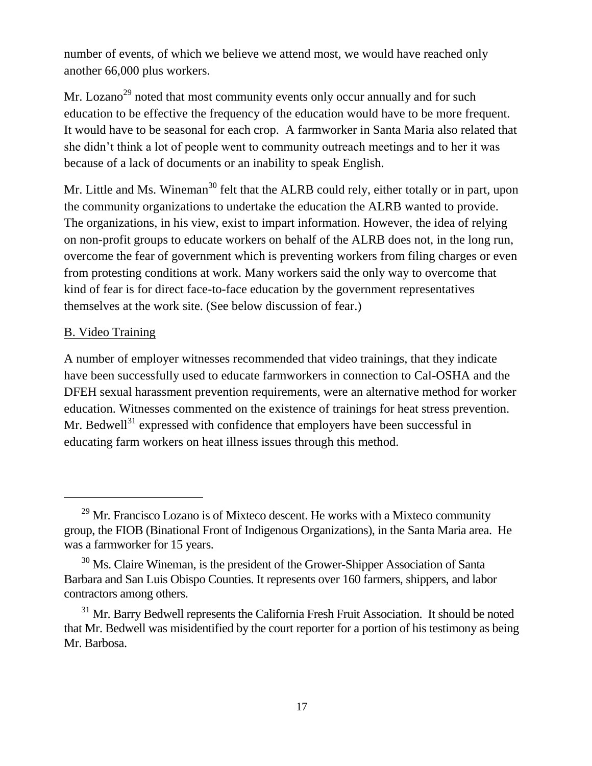number of events, of which we believe we attend most, we would have reached only another 66,000 plus workers.

Mr. Lozano[29] noted that most community events only occur annually and for such education to be effective the frequency of the education would have to be more frequent. It would have to be seasonal for each crop. A farmworker in Santa Maria also related that she didn't think a lot of people went to community outreach meetings and to her it was because of a lack of documents or an inability to speak English.

Mr. Little and Ms. Wineman[30] felt that the ALRB could rely, either totally or in part, upon the community organizations to undertake the education the ALRB wanted to provide. The organizations, in his view, exist to impart information. However, the idea of relying on non-profit groups to educate workers on behalf of the ALRB does not, in the long run, overcome the fear of government which is preventing workers from filing charges or even from protesting conditions at work. Many workers said the only way to overcome that kind of fear is for direct face-to-face education by the government representatives themselves at the work site. (See below discussion of fear.)

B. Video Training

A number of employer witnesses recommended that video trainings, that they indicate have been successfully used to educate farmworkers in connection to Cal-OSHA and the DFEH sexual harassment prevention requirements, were an alternative method for worker education. Witnesses commented on the existence of trainings for heat stress prevention. Mr. Bedwell[31] expressed with confidence that employers have been successful in educating farm workers on heat illness issues through this method.

---

[29] Mr. Francisco Lozano is of Mixteco descent. He works with a Mixteco community group, the FIOB (Binational Front of Indigenous Organizations), in the Santa Maria area. He was a farmworker for 15 years.

[30] Ms. Claire Wineman, is the president of the Grower-Shipper Association of Santa Barbara and San Luis Obispo Counties. It represents over 160 farmers, shippers, and labor contractors among others.

[31] Mr. Barry Bedwell represents the California Fresh Fruit Association. It should be noted that Mr. Bedwell was misidentified by the court reporter for a portion of his testimony as being Mr. Barbosa.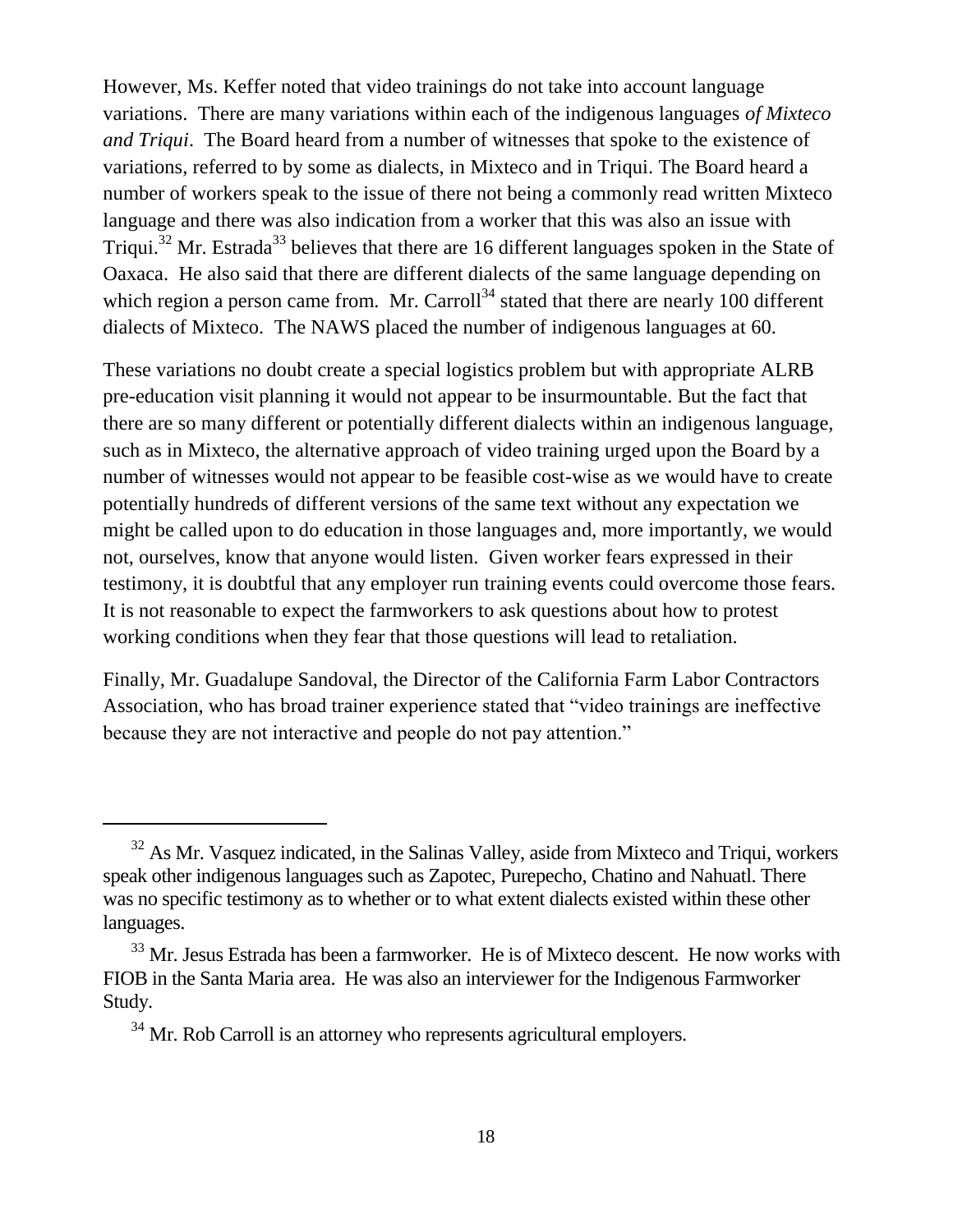However, Ms. Keffer noted that video trainings do not take into account language variations. There are many variations within each of the indigenous languages *of Mixteco and Triqui*. The Board heard from a number of witnesses that spoke to the existence of variations, referred to by some as dialects, in Mixteco and in Triqui. The Board heard a number of workers speak to the issue of there not being a commonly read written Mixteco language and there was also indication from a worker that this was also an issue with Triqui.[32] Mr. Estrada[33] believes that there are 16 different languages spoken in the State of Oaxaca. He also said that there are different dialects of the same language depending on which region a person came from. Mr. Carroll[34] stated that there are nearly 100 different dialects of Mixteco. The NAWS placed the number of indigenous languages at 60.

These variations no doubt create a special logistics problem but with appropriate ALRB pre-education visit planning it would not appear to be insurmountable. But the fact that there are so many different or potentially different dialects within an indigenous language, such as in Mixteco, the alternative approach of video training urged upon the Board by a number of witnesses would not appear to be feasible cost-wise as we would have to create potentially hundreds of different versions of the same text without any expectation we might be called upon to do education in those languages and, more importantly, we would not, ourselves, know that anyone would listen. Given worker fears expressed in their testimony, it is doubtful that any employer run training events could overcome those fears. It is not reasonable to expect the farmworkers to ask questions about how to protest working conditions when they fear that those questions will lead to retaliation.

Finally, Mr. Guadalupe Sandoval, the Director of the California Farm Labor Contractors Association, who has broad trainer experience stated that "video trainings are ineffective because they are not interactive and people do not pay attention."

---

[32] As Mr. Vasquez indicated, in the Salinas Valley, aside from Mixteco and Triqui, workers speak other indigenous languages such as Zapotec, Purepecho, Chatino and Nahuatl. There was no specific testimony as to whether or to what extent dialects existed within these other languages.

[33] Mr. Jesus Estrada has been a farmworker. He is of Mixteco descent. He now works with FIOB in the Santa Maria area. He was also an interviewer for the Indigenous Farmworker Study.

[34] Mr. Rob Carroll is an attorney who represents agricultural employers.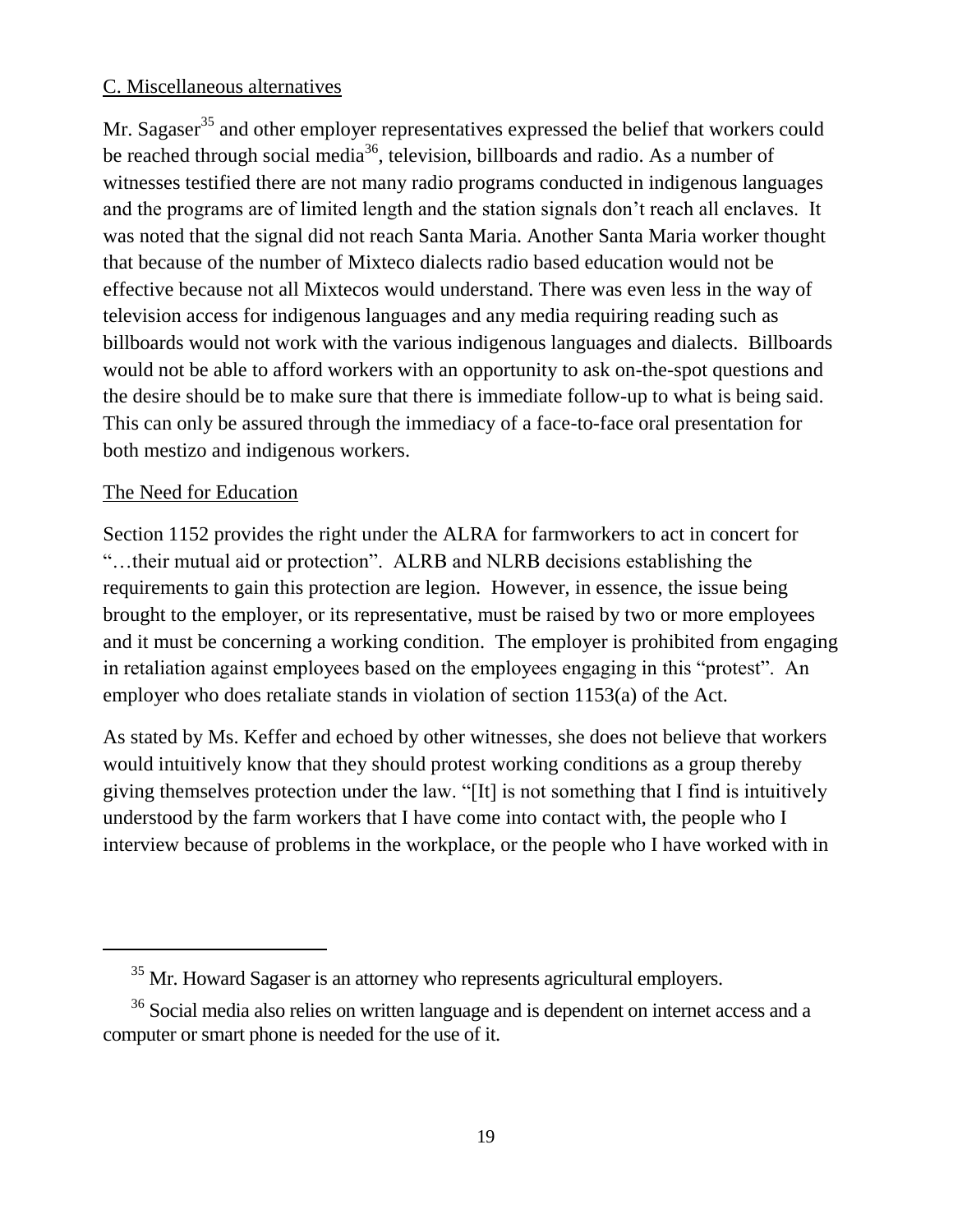C. Miscellaneous alternatives

Mr. Sagaser[35] and other employer representatives expressed the belief that workers could be reached through social media[36], television, billboards and radio. As a number of witnesses testified there are not many radio programs conducted in indigenous languages and the programs are of limited length and the station signals don't reach all enclaves. It was noted that the signal did not reach Santa Maria. Another Santa Maria worker thought that because of the number of Mixteco dialects radio based education would not be effective because not all Mixtecos would understand. There was even less in the way of television access for indigenous languages and any media requiring reading such as billboards would not work with the various indigenous languages and dialects. Billboards would not be able to afford workers with an opportunity to ask on-the-spot questions and the desire should be to make sure that there is immediate follow-up to what is being said. This can only be assured through the immediacy of a face-to-face oral presentation for both mestizo and indigenous workers.

The Need for Education

Section 1152 provides the right under the ALRA for farmworkers to act in concert for "…their mutual aid or protection". ALRB and NLRB decisions establishing the requirements to gain this protection are legion. However, in essence, the issue being brought to the employer, or its representative, must be raised by two or more employees and it must be concerning a working condition. The employer is prohibited from engaging in retaliation against employees based on the employees engaging in this "protest". An employer who does retaliate stands in violation of section 1153(a) of the Act.

As stated by Ms. Keffer and echoed by other witnesses, she does not believe that workers would intuitively know that they should protest working conditions as a group thereby giving themselves protection under the law. "[It] is not something that I find is intuitively understood by the farm workers that I have come into contact with, the people who I interview because of problems in the workplace, or the people who I have worked with in

---

[35] Mr. Howard Sagaser is an attorney who represents agricultural employers.

[36] Social media also relies on written language and is dependent on internet access and a computer or smart phone is needed for the use of it.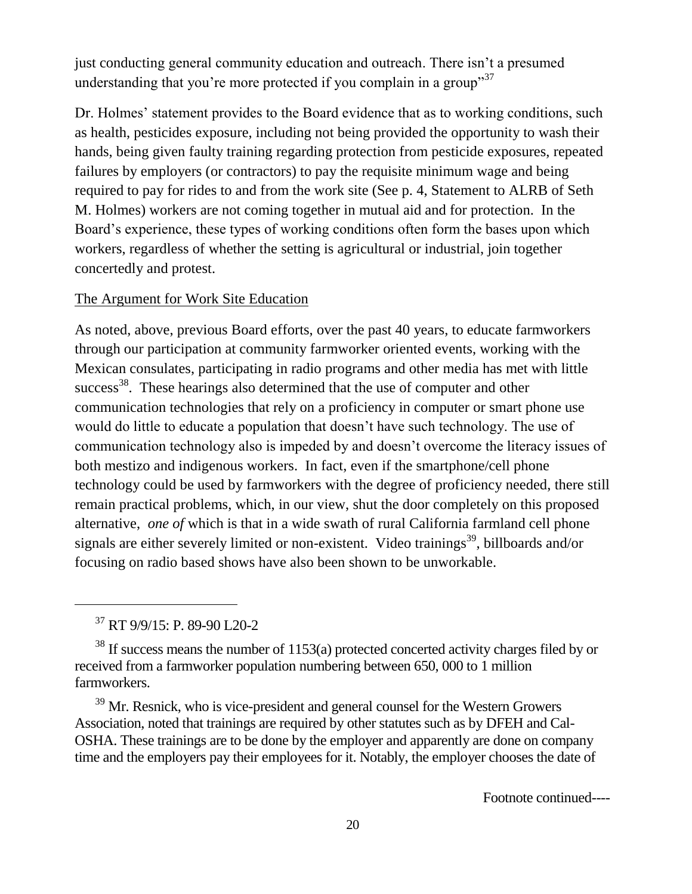just conducting general community education and outreach. There isn't a presumed understanding that you're more protected if you complain in a group"[37]

Dr. Holmes' statement provides to the Board evidence that as to working conditions, such as health, pesticides exposure, including not being provided the opportunity to wash their hands, being given faulty training regarding protection from pesticide exposures, repeated failures by employers (or contractors) to pay the requisite minimum wage and being required to pay for rides to and from the work site (See p. 4, Statement to ALRB of Seth M. Holmes) workers are not coming together in mutual aid and for protection. In the Board's experience, these types of working conditions often form the bases upon which workers, regardless of whether the setting is agricultural or industrial, join together concertedly and protest.

The Argument for Work Site Education

As noted, above, previous Board efforts, over the past 40 years, to educate farmworkers through our participation at community farmworker oriented events, working with the Mexican consulates, participating in radio programs and other media has met with little success[38]. These hearings also determined that the use of computer and other communication technologies that rely on a proficiency in computer or smart phone use would do little to educate a population that doesn't have such technology. The use of communication technology also is impeded by and doesn't overcome the literacy issues of both mestizo and indigenous workers. In fact, even if the smartphone/cell phone technology could be used by farmworkers with the degree of proficiency needed, there still remain practical problems, which, in our view, shut the door completely on this proposed alternative, *one of* which is that in a wide swath of rural California farmland cell phone signals are either severely limited or non-existent. Video trainings[39], billboards and/or focusing on radio based shows have also been shown to be unworkable.

---

[37] RT 9/9/15: P. 89-90 L20-2

[38] If success means the number of 1153(a) protected concerted activity charges filed by or received from a farmworker population numbering between 650, 000 to 1 million farmworkers.

[39] Mr. Resnick, who is vice-president and general counsel for the Western Growers Association, noted that trainings are required by other statutes such as by DFEH and Cal-OSHA. These trainings are to be done by the employer and apparently are done on company time and the employers pay their employees for it. Notably, the employer chooses the date of

Footnote continued----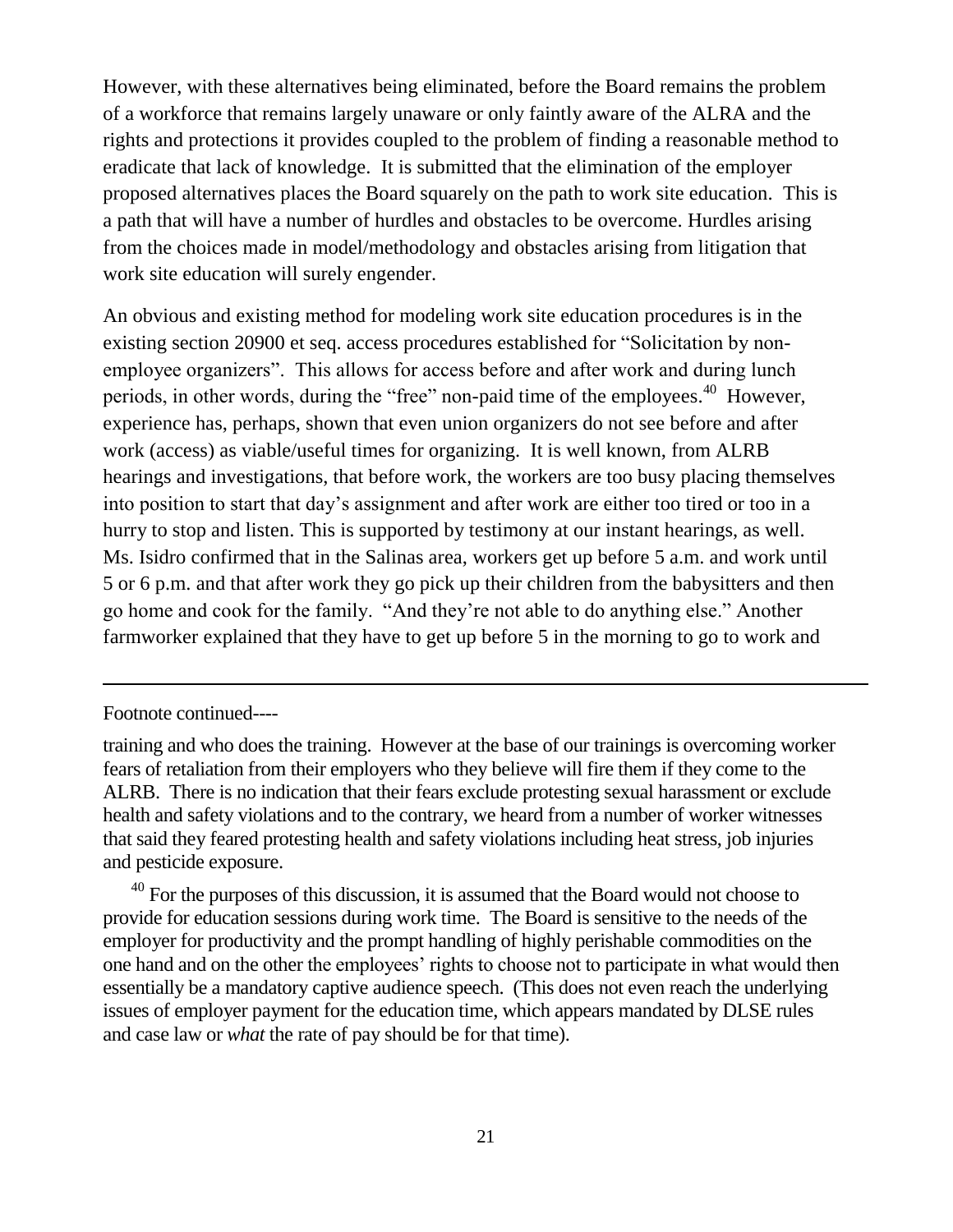However, with these alternatives being eliminated, before the Board remains the problem of a workforce that remains largely unaware or only faintly aware of the ALRA and the rights and protections it provides coupled to the problem of finding a reasonable method to eradicate that lack of knowledge. It is submitted that the elimination of the employer proposed alternatives places the Board squarely on the path to work site education. This is a path that will have a number of hurdles and obstacles to be overcome. Hurdles arising from the choices made in model/methodology and obstacles arising from litigation that work site education will surely engender.

An obvious and existing method for modeling work site education procedures is in the existing section 20900 et seq. access procedures established for "Solicitation by non-employee organizers". This allows for access before and after work and during lunch periods, in other words, during the "free" non-paid time of the employees.[40] However, experience has, perhaps, shown that even union organizers do not see before and after work (access) as viable/useful times for organizing. It is well known, from ALRB hearings and investigations, that before work, the workers are too busy placing themselves into position to start that day's assignment and after work are either too tired or too in a hurry to stop and listen. This is supported by testimony at our instant hearings, as well. Ms. Isidro confirmed that in the Salinas area, workers get up before 5 a.m. and work until 5 or 6 p.m. and that after work they go pick up their children from the babysitters and then go home and cook for the family. "And they're not able to do anything else." Another farmworker explained that they have to get up before 5 in the morning to go to work and

---

Footnote continued----

training and who does the training. However at the base of our trainings is overcoming worker fears of retaliation from their employers who they believe will fire them if they come to the ALRB. There is no indication that their fears exclude protesting sexual harassment or exclude health and safety violations and to the contrary, we heard from a number of worker witnesses that said they feared protesting health and safety violations including heat stress, job injuries and pesticide exposure.

[40] For the purposes of this discussion, it is assumed that the Board would not choose to provide for education sessions during work time. The Board is sensitive to the needs of the employer for productivity and the prompt handling of highly perishable commodities on the one hand and on the other the employees' rights to choose not to participate in what would then essentially be a mandatory captive audience speech. (This does not even reach the underlying issues of employer payment for the education time, which appears mandated by DLSE rules and case law or *what* the rate of pay should be for that time).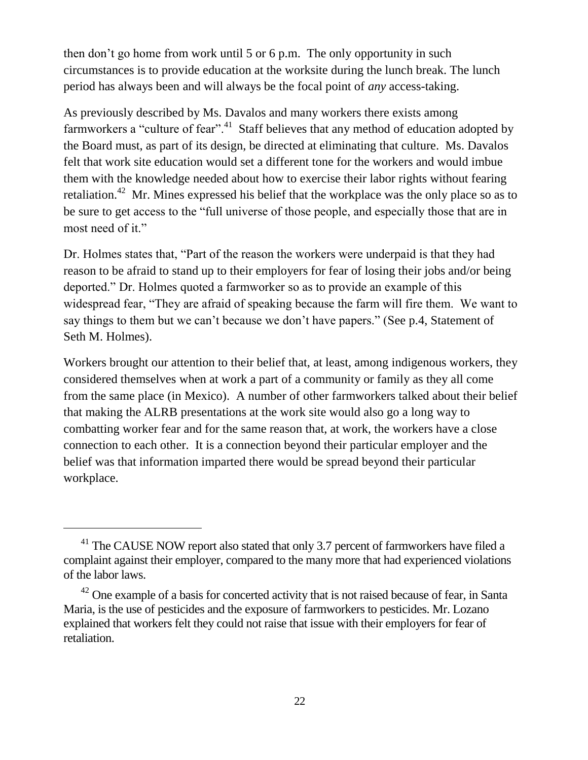then don't go home from work until 5 or 6 p.m. The only opportunity in such circumstances is to provide education at the worksite during the lunch break. The lunch period has always been and will always be the focal point of *any* access-taking.

As previously described by Ms. Davalos and many workers there exists among farmworkers a "culture of fear".[41] Staff believes that any method of education adopted by the Board must, as part of its design, be directed at eliminating that culture. Ms. Davalos felt that work site education would set a different tone for the workers and would imbue them with the knowledge needed about how to exercise their labor rights without fearing retaliation.[42] Mr. Mines expressed his belief that the workplace was the only place so as to be sure to get access to the "full universe of those people, and especially those that are in most need of it."

Dr. Holmes states that, "Part of the reason the workers were underpaid is that they had reason to be afraid to stand up to their employers for fear of losing their jobs and/or being deported." Dr. Holmes quoted a farmworker so as to provide an example of this widespread fear, "They are afraid of speaking because the farm will fire them. We want to say things to them but we can't because we don't have papers." (See p.4, Statement of Seth M. Holmes).

Workers brought our attention to their belief that, at least, among indigenous workers, they considered themselves when at work a part of a community or family as they all come from the same place (in Mexico). A number of other farmworkers talked about their belief that making the ALRB presentations at the work site would also go a long way to combatting worker fear and for the same reason that, at work, the workers have a close connection to each other. It is a connection beyond their particular employer and the belief was that information imparted there would be spread beyond their particular workplace.

---

[41] The CAUSE NOW report also stated that only 3.7 percent of farmworkers have filed a complaint against their employer, compared to the many more that had experienced violations of the labor laws.

[42] One example of a basis for concerted activity that is not raised because of fear, in Santa Maria, is the use of pesticides and the exposure of farmworkers to pesticides. Mr. Lozano explained that workers felt they could not raise that issue with their employers for fear of retaliation.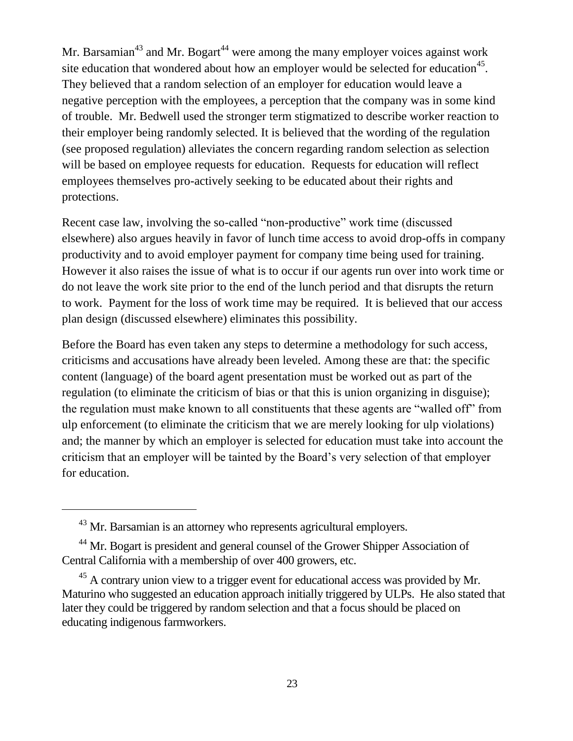Mr. Barsamian[43] and Mr. Bogart[44] were among the many employer voices against work site education that wondered about how an employer would be selected for education[45]. They believed that a random selection of an employer for education would leave a negative perception with the employees, a perception that the company was in some kind of trouble. Mr. Bedwell used the stronger term stigmatized to describe worker reaction to their employer being randomly selected. It is believed that the wording of the regulation (see proposed regulation) alleviates the concern regarding random selection as selection will be based on employee requests for education. Requests for education will reflect employees themselves pro-actively seeking to be educated about their rights and protections.

Recent case law, involving the so-called "non-productive" work time (discussed elsewhere) also argues heavily in favor of lunch time access to avoid drop-offs in company productivity and to avoid employer payment for company time being used for training. However it also raises the issue of what is to occur if our agents run over into work time or do not leave the work site prior to the end of the lunch period and that disrupts the return to work. Payment for the loss of work time may be required. It is believed that our access plan design (discussed elsewhere) eliminates this possibility.

Before the Board has even taken any steps to determine a methodology for such access, criticisms and accusations have already been leveled. Among these are that: the specific content (language) of the board agent presentation must be worked out as part of the regulation (to eliminate the criticism of bias or that this is union organizing in disguise); the regulation must make known to all constituents that these agents are "walled off" from ulp enforcement (to eliminate the criticism that we are merely looking for ulp violations) and; the manner by which an employer is selected for education must take into account the criticism that an employer will be tainted by the Board's very selection of that employer for education.

---

[43] Mr. Barsamian is an attorney who represents agricultural employers.

[44] Mr. Bogart is president and general counsel of the Grower Shipper Association of Central California with a membership of over 400 growers, etc.

[45] A contrary union view to a trigger event for educational access was provided by Mr. Maturino who suggested an education approach initially triggered by ULPs. He also stated that later they could be triggered by random selection and that a focus should be placed on educating indigenous farmworkers.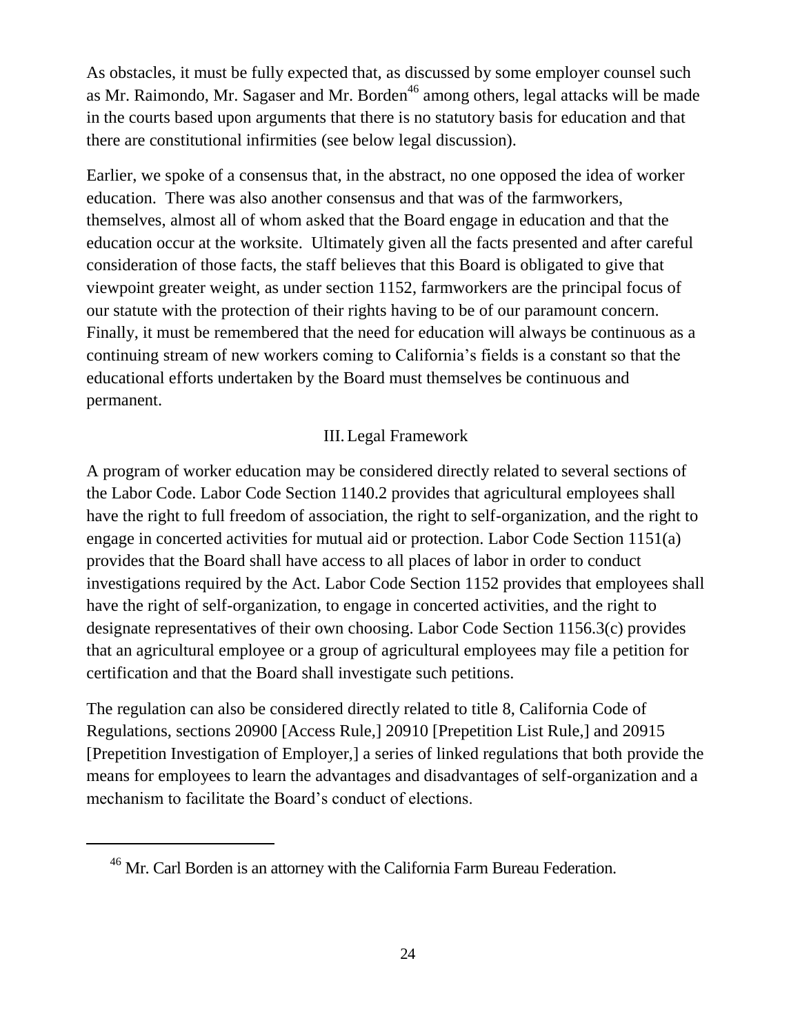As obstacles, it must be fully expected that, as discussed by some employer counsel such as Mr. Raimondo, Mr. Sagaser and Mr. Borden[46] among others, legal attacks will be made in the courts based upon arguments that there is no statutory basis for education and that there are constitutional infirmities (see below legal discussion).

Earlier, we spoke of a consensus that, in the abstract, no one opposed the idea of worker education. There was also another consensus and that was of the farmworkers, themselves, almost all of whom asked that the Board engage in education and that the education occur at the worksite. Ultimately given all the facts presented and after careful consideration of those facts, the staff believes that this Board is obligated to give that viewpoint greater weight, as under section 1152, farmworkers are the principal focus of our statute with the protection of their rights having to be of our paramount concern. Finally, it must be remembered that the need for education will always be continuous as a continuing stream of new workers coming to California's fields is a constant so that the educational efforts undertaken by the Board must themselves be continuous and permanent.

## III. Legal Framework

A program of worker education may be considered directly related to several sections of the Labor Code. Labor Code Section 1140.2 provides that agricultural employees shall have the right to full freedom of association, the right to self-organization, and the right to engage in concerted activities for mutual aid or protection. Labor Code Section 1151(a) provides that the Board shall have access to all places of labor in order to conduct investigations required by the Act. Labor Code Section 1152 provides that employees shall have the right of self-organization, to engage in concerted activities, and the right to designate representatives of their own choosing. Labor Code Section 1156.3(c) provides that an agricultural employee or a group of agricultural employees may file a petition for certification and that the Board shall investigate such petitions.

The regulation can also be considered directly related to title 8, California Code of Regulations, sections 20900 [Access Rule,] 20910 [Prepetition List Rule,] and 20915 [Prepetition Investigation of Employer,] a series of linked regulations that both provide the means for employees to learn the advantages and disadvantages of self-organization and a mechanism to facilitate the Board's conduct of elections.

[46] Mr. Carl Borden is an attorney with the California Farm Bureau Federation.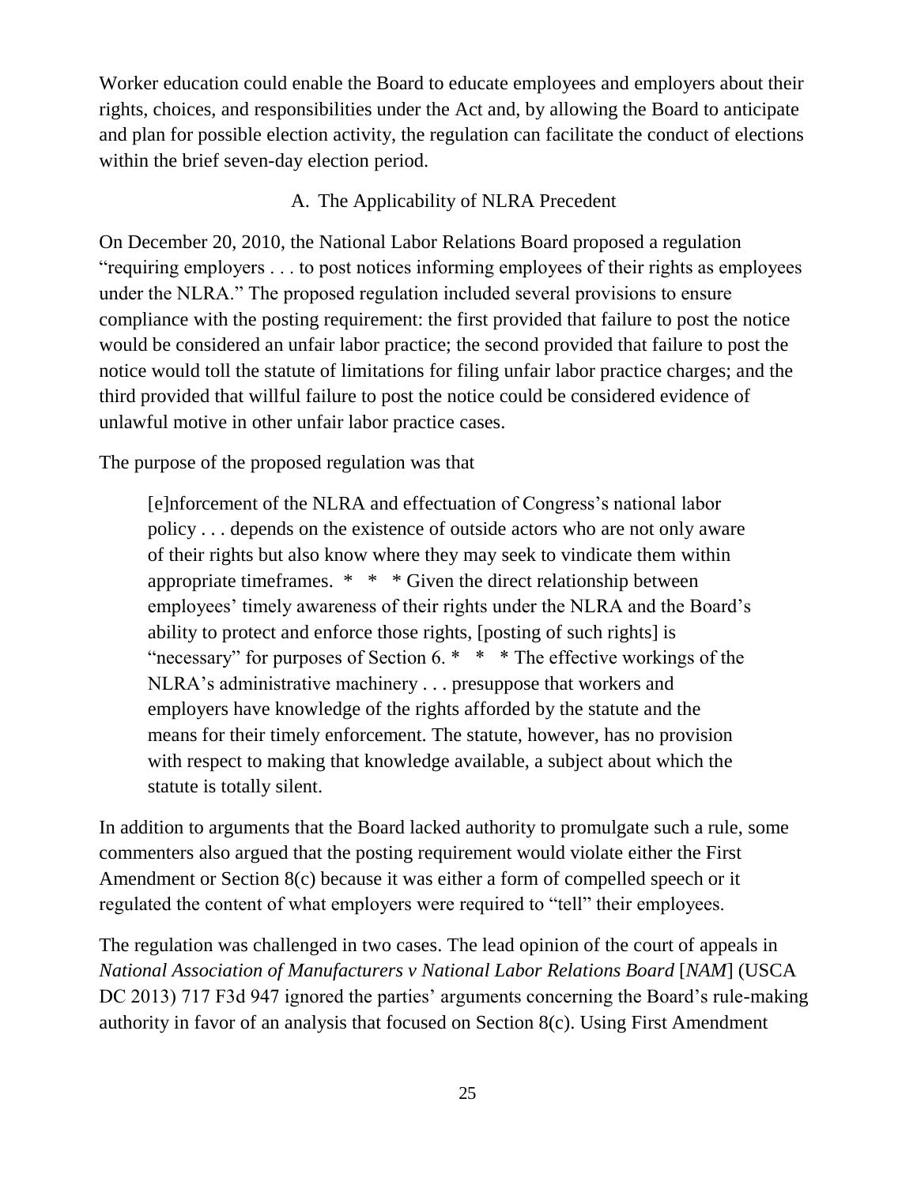Worker education could enable the Board to educate employees and employers about their rights, choices, and responsibilities under the Act and, by allowing the Board to anticipate and plan for possible election activity, the regulation can facilitate the conduct of elections within the brief seven-day election period.

### A. The Applicability of NLRA Precedent

On December 20, 2010, the National Labor Relations Board proposed a regulation "requiring employers . . . to post notices informing employees of their rights as employees under the NLRA." The proposed regulation included several provisions to ensure compliance with the posting requirement: the first provided that failure to post the notice would be considered an unfair labor practice; the second provided that failure to post the notice would toll the statute of limitations for filing unfair labor practice charges; and the third provided that willful failure to post the notice could be considered evidence of unlawful motive in other unfair labor practice cases.

The purpose of the proposed regulation was that

> [e]nforcement of the NLRA and effectuation of Congress's national labor policy . . . depends on the existence of outside actors who are not only aware of their rights but also know where they may seek to vindicate them within appropriate timeframes. * * * Given the direct relationship between employees' timely awareness of their rights under the NLRA and the Board's ability to protect and enforce those rights, [posting of such rights] is "necessary" for purposes of Section 6. * * * The effective workings of the NLRA's administrative machinery . . . presuppose that workers and employers have knowledge of the rights afforded by the statute and the means for their timely enforcement. The statute, however, has no provision with respect to making that knowledge available, a subject about which the statute is totally silent.

In addition to arguments that the Board lacked authority to promulgate such a rule, some commenters also argued that the posting requirement would violate either the First Amendment or Section 8(c) because it was either a form of compelled speech or it regulated the content of what employers were required to "tell" their employees.

The regulation was challenged in two cases. The lead opinion of the court of appeals in *National Association of Manufacturers v National Labor Relations Board* [*NAM*] (USCA DC 2013) 717 F3d 947 ignored the parties' arguments concerning the Board's rule-making authority in favor of an analysis that focused on Section 8(c). Using First Amendment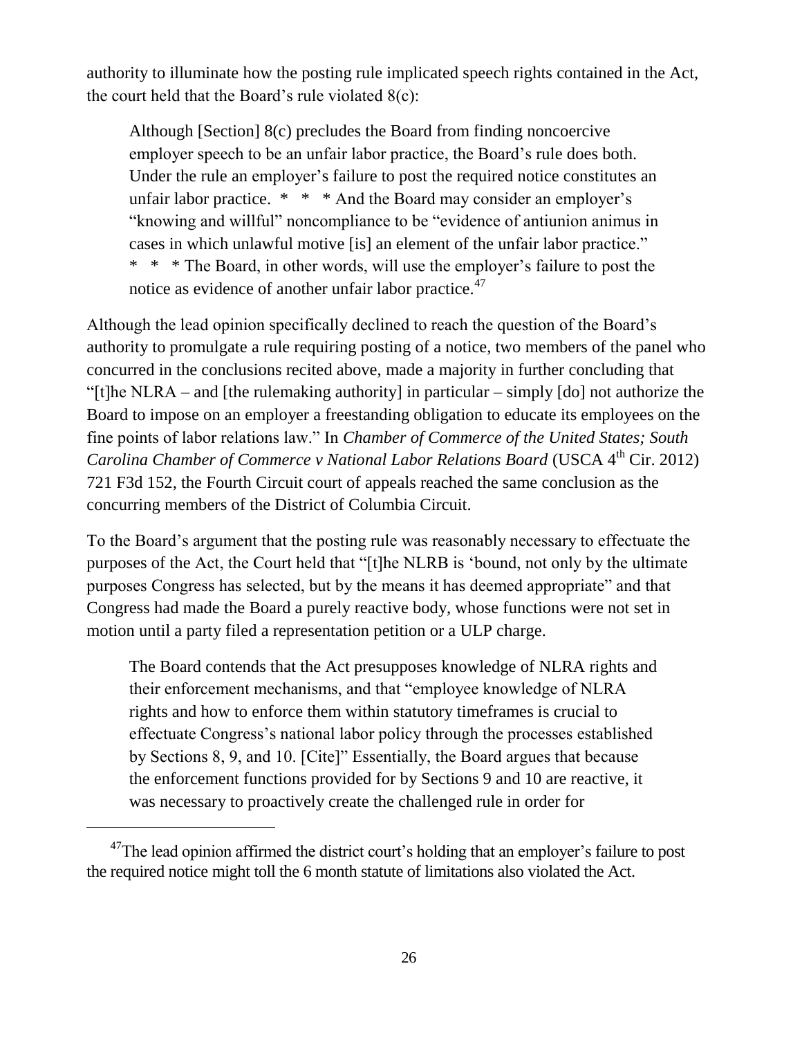authority to illuminate how the posting rule implicated speech rights contained in the Act, the court held that the Board's rule violated 8(c):

> Although [Section] 8(c) precludes the Board from finding noncoercive employer speech to be an unfair labor practice, the Board's rule does both. Under the rule an employer's failure to post the required notice constitutes an unfair labor practice. * * * And the Board may consider an employer's "knowing and willful" noncompliance to be "evidence of antiunion animus in cases in which unlawful motive [is] an element of the unfair labor practice." * * * The Board, in other words, will use the employer's failure to post the notice as evidence of another unfair labor practice.[47]

Although the lead opinion specifically declined to reach the question of the Board's authority to promulgate a rule requiring posting of a notice, two members of the panel who concurred in the conclusions recited above, made a majority in further concluding that "[t]he NLRA – and [the rulemaking authority] in particular – simply [do] not authorize the Board to impose on an employer a freestanding obligation to educate its employees on the fine points of labor relations law." In *Chamber of Commerce of the United States; South Carolina Chamber of Commerce v National Labor Relations Board* (USCA 4th Cir. 2012) 721 F3d 152, the Fourth Circuit court of appeals reached the same conclusion as the concurring members of the District of Columbia Circuit.

To the Board's argument that the posting rule was reasonably necessary to effectuate the purposes of the Act, the Court held that "[t]he NLRB is 'bound, not only by the ultimate purposes Congress has selected, but by the means it has deemed appropriate" and that Congress had made the Board a purely reactive body, whose functions were not set in motion until a party filed a representation petition or a ULP charge.

> The Board contends that the Act presupposes knowledge of NLRA rights and their enforcement mechanisms, and that "employee knowledge of NLRA rights and how to enforce them within statutory timeframes is crucial to effectuate Congress's national labor policy through the processes established by Sections 8, 9, and 10. [Cite]" Essentially, the Board argues that because the enforcement functions provided for by Sections 9 and 10 are reactive, it was necessary to proactively create the challenged rule in order for

[47] The lead opinion affirmed the district court's holding that an employer's failure to post the required notice might toll the 6 month statute of limitations also violated the Act.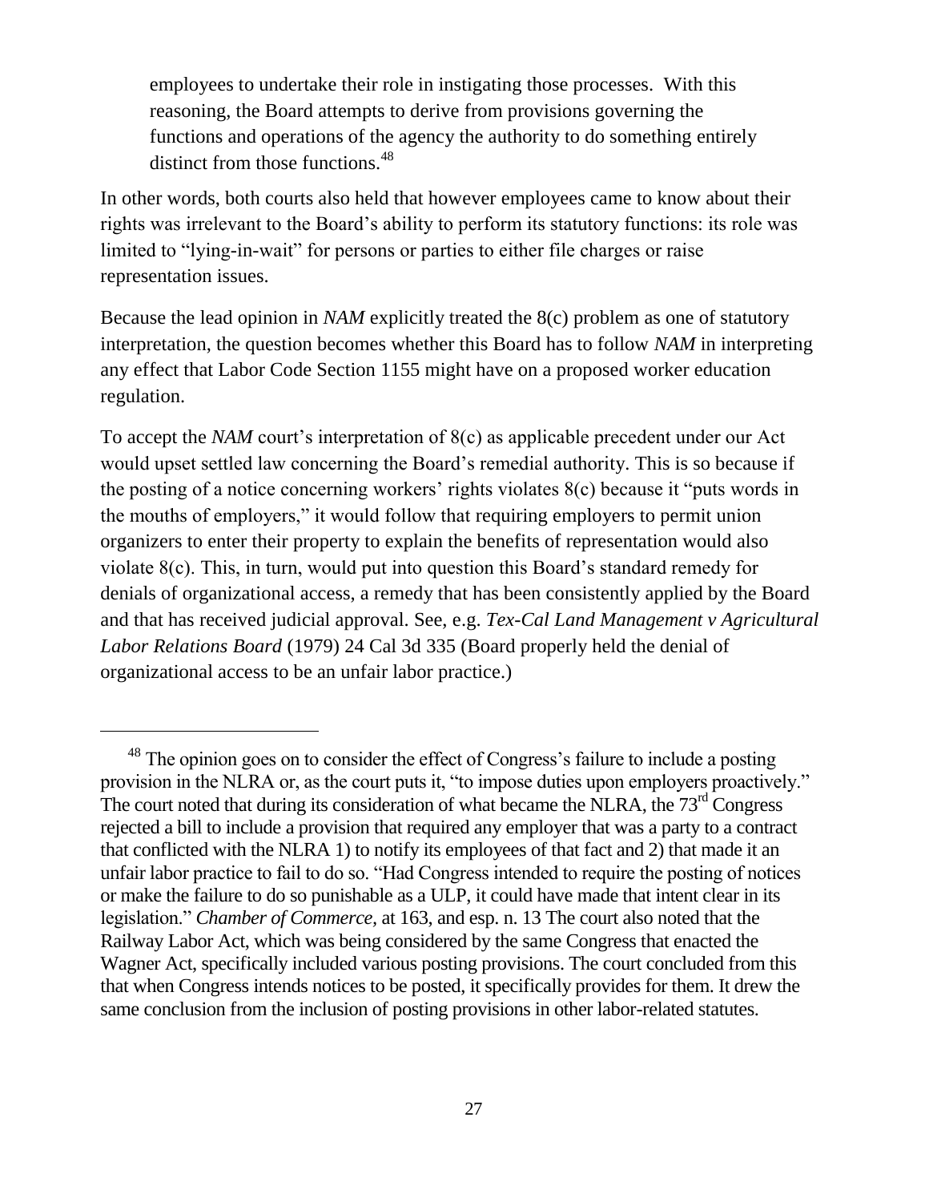> employees to undertake their role in instigating those processes. With this reasoning, the Board attempts to derive from provisions governing the functions and operations of the agency the authority to do something entirely distinct from those functions.[48]

In other words, both courts also held that however employees came to know about their rights was irrelevant to the Board's ability to perform its statutory functions: its role was limited to "lying-in-wait" for persons or parties to either file charges or raise representation issues.

Because the lead opinion in *NAM* explicitly treated the 8(c) problem as one of statutory interpretation, the question becomes whether this Board has to follow *NAM* in interpreting any effect that Labor Code Section 1155 might have on a proposed worker education regulation.

To accept the *NAM* court's interpretation of 8(c) as applicable precedent under our Act would upset settled law concerning the Board's remedial authority. This is so because if the posting of a notice concerning workers' rights violates 8(c) because it "puts words in the mouths of employers," it would follow that requiring employers to permit union organizers to enter their property to explain the benefits of representation would also violate 8(c). This, in turn, would put into question this Board's standard remedy for denials of organizational access, a remedy that has been consistently applied by the Board and that has received judicial approval. See, e.g. *Tex-Cal Land Management v Agricultural Labor Relations Board* (1979) 24 Cal 3d 335 (Board properly held the denial of organizational access to be an unfair labor practice.)

---

[48] The opinion goes on to consider the effect of Congress's failure to include a posting provision in the NLRA or, as the court puts it, "to impose duties upon employers proactively." The court noted that during its consideration of what became the NLRA, the 73rd Congress rejected a bill to include a provision that required any employer that was a party to a contract that conflicted with the NLRA 1) to notify its employees of that fact and 2) that made it an unfair labor practice to fail to do so. "Had Congress intended to require the posting of notices or make the failure to do so punishable as a ULP, it could have made that intent clear in its legislation." *Chamber of Commerce*, at 163, and esp. n. 13 The court also noted that the Railway Labor Act, which was being considered by the same Congress that enacted the Wagner Act, specifically included various posting provisions. The court concluded from this that when Congress intends notices to be posted, it specifically provides for them. It drew the same conclusion from the inclusion of posting provisions in other labor-related statutes.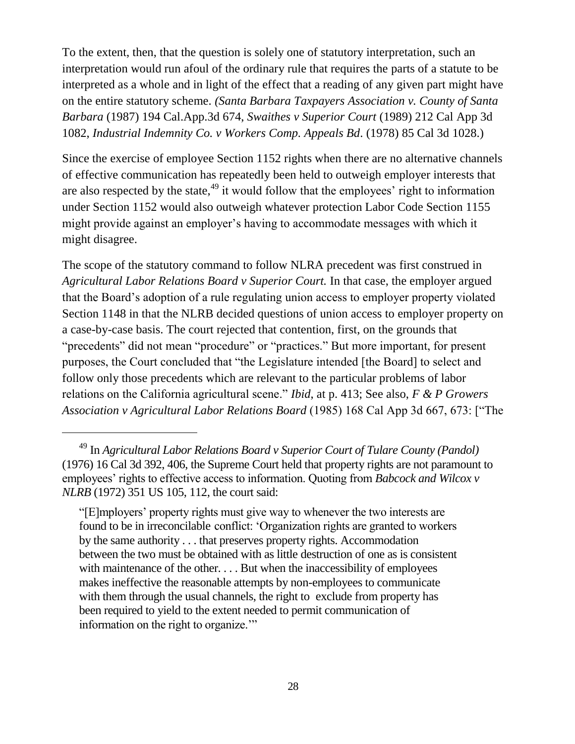To the extent, then, that the question is solely one of statutory interpretation, such an interpretation would run afoul of the ordinary rule that requires the parts of a statute to be interpreted as a whole and in light of the effect that a reading of any given part might have on the entire statutory scheme. *(Santa Barbara Taxpayers Association v. County of Santa Barbara* (1987) 194 Cal.App.3d 674, *Swaithes v Superior Court* (1989) 212 Cal App 3d 1082, *Industrial Indemnity Co. v Workers Comp. Appeals Bd*. (1978) 85 Cal 3d 1028.)

Since the exercise of employee Section 1152 rights when there are no alternative channels of effective communication has repeatedly been held to outweigh employer interests that are also respected by the state,[49] it would follow that the employees' right to information under Section 1152 would also outweigh whatever protection Labor Code Section 1155 might provide against an employer's having to accommodate messages with which it might disagree.

The scope of the statutory command to follow NLRA precedent was first construed in *Agricultural Labor Relations Board v Superior Court.* In that case, the employer argued that the Board's adoption of a rule regulating union access to employer property violated Section 1148 in that the NLRB decided questions of union access to employer property on a case-by-case basis. The court rejected that contention, first, on the grounds that "precedents" did not mean "procedure" or "practices." But more important, for present purposes, the Court concluded that "the Legislature intended [the Board] to select and follow only those precedents which are relevant to the particular problems of labor relations on the California agricultural scene." *Ibid*, at p. 413; See also, *F & P Growers Association v Agricultural Labor Relations Board* (1985) 168 Cal App 3d 667, 673: ["The

---

[49] In *Agricultural Labor Relations Board v Superior Court of Tulare County (Pandol)* (1976) 16 Cal 3d 392, 406, the Supreme Court held that property rights are not paramount to employees' rights to effective access to information. Quoting from *Babcock and Wilcox v NLRB* (1972) 351 US 105, 112, the court said:

> "[E]mployers' property rights must give way to whenever the two interests are found to be in irreconcilable conflict: 'Organization rights are granted to workers by the same authority . . . that preserves property rights. Accommodation between the two must be obtained with as little destruction of one as is consistent with maintenance of the other. . . . But when the inaccessibility of employees makes ineffective the reasonable attempts by non-employees to communicate with them through the usual channels, the right to exclude from property has been required to yield to the extent needed to permit communication of information on the right to organize.'"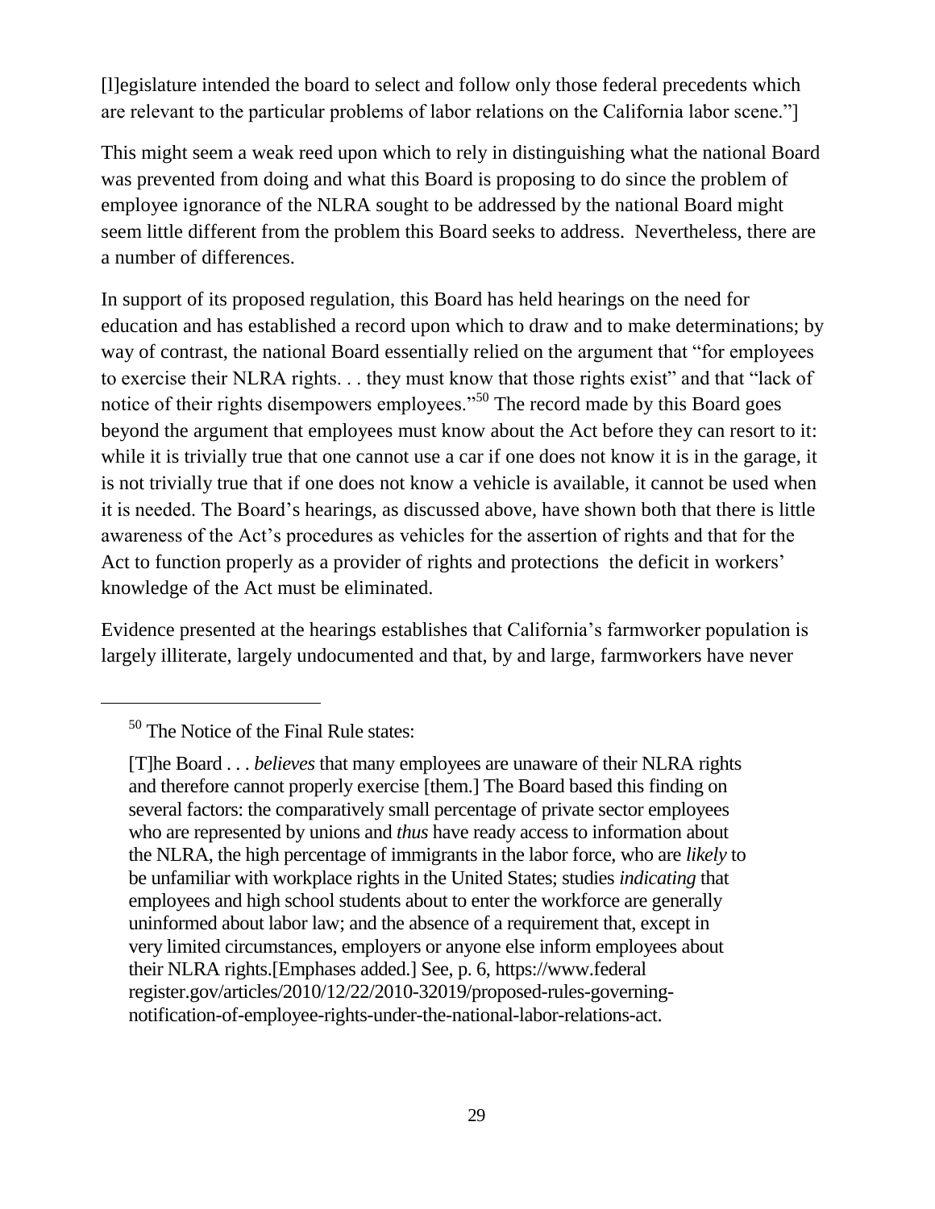[l]egislature intended the board to select and follow only those federal precedents which are relevant to the particular problems of labor relations on the California labor scene."]

This might seem a weak reed upon which to rely in distinguishing what the national Board was prevented from doing and what this Board is proposing to do since the problem of employee ignorance of the NLRA sought to be addressed by the national Board might seem little different from the problem this Board seeks to address. Nevertheless, there are a number of differences.

In support of its proposed regulation, this Board has held hearings on the need for education and has established a record upon which to draw and to make determinations; by way of contrast, the national Board essentially relied on the argument that "for employees to exercise their NLRA rights. . . they must know that those rights exist" and that "lack of notice of their rights disempowers employees."[50] The record made by this Board goes beyond the argument that employees must know about the Act before they can resort to it: while it is trivially true that one cannot use a car if one does not know it is in the garage, it is not trivially true that if one does not know a vehicle is available, it cannot be used when it is needed. The Board's hearings, as discussed above, have shown both that there is little awareness of the Act's procedures as vehicles for the assertion of rights and that for the Act to function properly as a provider of rights and protections the deficit in workers' knowledge of the Act must be eliminated.

Evidence presented at the hearings establishes that California's farmworker population is largely illiterate, largely undocumented and that, by and large, farmworkers have never

---

[50] The Notice of the Final Rule states:

[T]he Board . . . *believes* that many employees are unaware of their NLRA rights and therefore cannot properly exercise [them.] The Board based this finding on several factors: the comparatively small percentage of private sector employees who are represented by unions and *thus* have ready access to information about the NLRA, the high percentage of immigrants in the labor force, who are *likely* to be unfamiliar with workplace rights in the United States; studies *indicating* that employees and high school students about to enter the workforce are generally uninformed about labor law; and the absence of a requirement that, except in very limited circumstances, employers or anyone else inform employees about their NLRA rights.[Emphases added.] See, p. 6, https://www.federal register.gov/articles/2010/12/22/2010-32019/proposed-rules-governing-notification-of-employee-rights-under-the-national-labor-relations-act.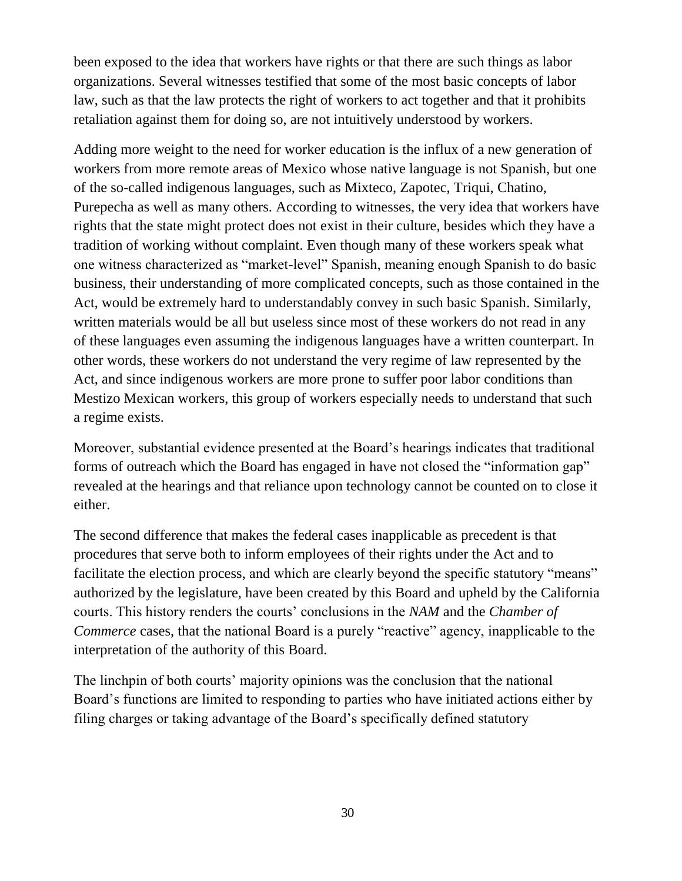been exposed to the idea that workers have rights or that there are such things as labor organizations. Several witnesses testified that some of the most basic concepts of labor law, such as that the law protects the right of workers to act together and that it prohibits retaliation against them for doing so, are not intuitively understood by workers.

Adding more weight to the need for worker education is the influx of a new generation of workers from more remote areas of Mexico whose native language is not Spanish, but one of the so-called indigenous languages, such as Mixteco, Zapotec, Triqui, Chatino, Purepecha as well as many others. According to witnesses, the very idea that workers have rights that the state might protect does not exist in their culture, besides which they have a tradition of working without complaint. Even though many of these workers speak what one witness characterized as "market-level" Spanish, meaning enough Spanish to do basic business, their understanding of more complicated concepts, such as those contained in the Act, would be extremely hard to understandably convey in such basic Spanish. Similarly, written materials would be all but useless since most of these workers do not read in any of these languages even assuming the indigenous languages have a written counterpart. In other words, these workers do not understand the very regime of law represented by the Act, and since indigenous workers are more prone to suffer poor labor conditions than Mestizo Mexican workers, this group of workers especially needs to understand that such a regime exists.

Moreover, substantial evidence presented at the Board's hearings indicates that traditional forms of outreach which the Board has engaged in have not closed the "information gap" revealed at the hearings and that reliance upon technology cannot be counted on to close it either.

The second difference that makes the federal cases inapplicable as precedent is that procedures that serve both to inform employees of their rights under the Act and to facilitate the election process, and which are clearly beyond the specific statutory "means" authorized by the legislature, have been created by this Board and upheld by the California courts. This history renders the courts' conclusions in the *NAM* and the *Chamber of Commerce* cases, that the national Board is a purely "reactive" agency, inapplicable to the interpretation of the authority of this Board.

The linchpin of both courts' majority opinions was the conclusion that the national Board's functions are limited to responding to parties who have initiated actions either by filing charges or taking advantage of the Board's specifically defined statutory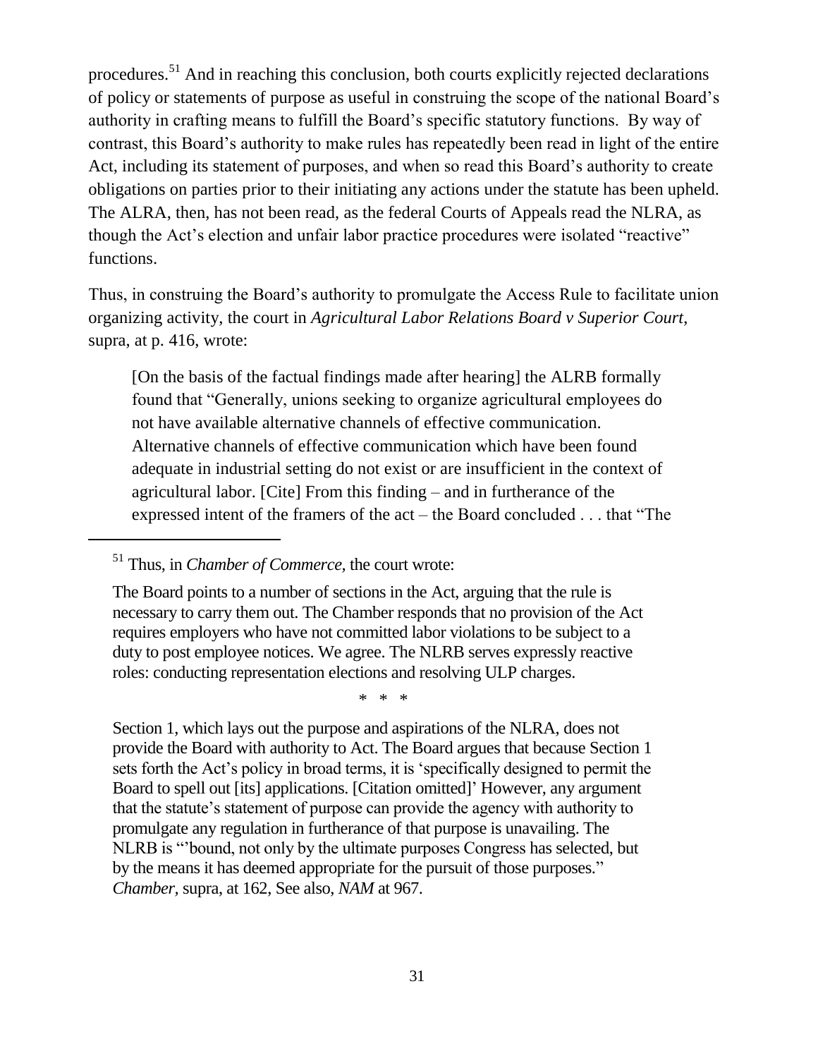procedures.[51] And in reaching this conclusion, both courts explicitly rejected declarations of policy or statements of purpose as useful in construing the scope of the national Board's authority in crafting means to fulfill the Board's specific statutory functions. By way of contrast, this Board's authority to make rules has repeatedly been read in light of the entire Act, including its statement of purposes, and when so read this Board's authority to create obligations on parties prior to their initiating any actions under the statute has been upheld. The ALRA, then, has not been read, as the federal Courts of Appeals read the NLRA, as though the Act's election and unfair labor practice procedures were isolated "reactive" functions.

Thus, in construing the Board's authority to promulgate the Access Rule to facilitate union organizing activity, the court in *Agricultural Labor Relations Board v Superior Court*, supra, at p. 416, wrote:

> [On the basis of the factual findings made after hearing] the ALRB formally found that "Generally, unions seeking to organize agricultural employees do not have available alternative channels of effective communication. Alternative channels of effective communication which have been found adequate in industrial setting do not exist or are insufficient in the context of agricultural labor. [Cite] From this finding – and in furtherance of the expressed intent of the framers of the act – the Board concluded . . . that "The

---

[51] Thus, in *Chamber of Commerce,* the court wrote:

> The Board points to a number of sections in the Act, arguing that the rule is necessary to carry them out. The Chamber responds that no provision of the Act requires employers who have not committed labor violations to be subject to a duty to post employee notices. We agree. The NLRB serves expressly reactive roles: conducting representation elections and resolving ULP charges.
>
> \* \* \*
>
> Section 1, which lays out the purpose and aspirations of the NLRA, does not provide the Board with authority to Act. The Board argues that because Section 1 sets forth the Act's policy in broad terms, it is 'specifically designed to permit the Board to spell out [its] applications. [Citation omitted]' However, any argument that the statute's statement of purpose can provide the agency with authority to promulgate any regulation in furtherance of that purpose is unavailing. The NLRB is "'bound, not only by the ultimate purposes Congress has selected, but by the means it has deemed appropriate for the pursuit of those purposes." *Chamber,* supra, at 162, See also, *NAM* at 967.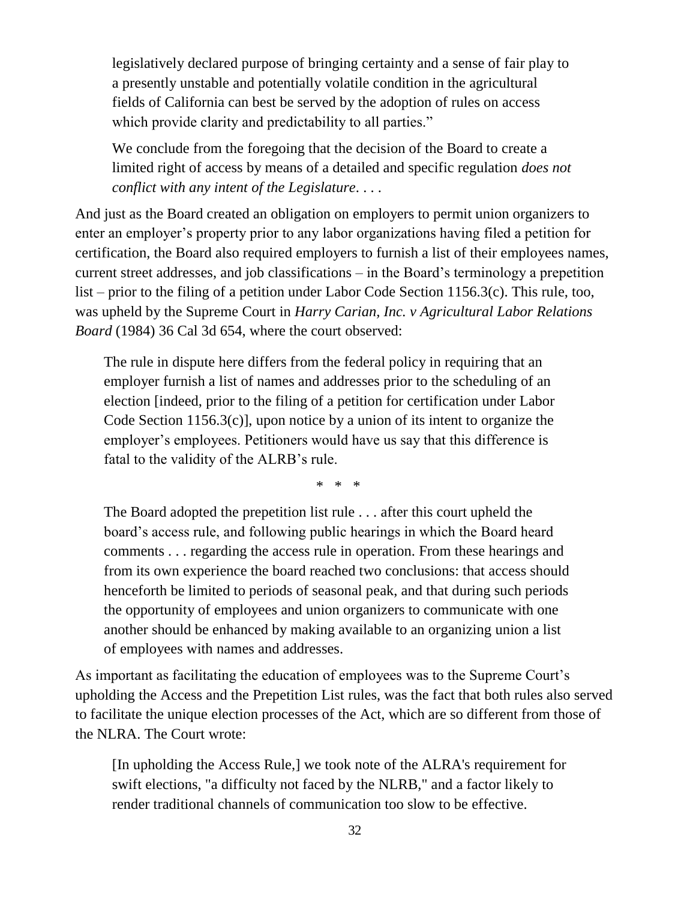> legislatively declared purpose of bringing certainty and a sense of fair play to a presently unstable and potentially volatile condition in the agricultural fields of California can best be served by the adoption of rules on access which provide clarity and predictability to all parties."
>
> We conclude from the foregoing that the decision of the Board to create a limited right of access by means of a detailed and specific regulation *does not conflict with any intent of the Legislature*. . . .

And just as the Board created an obligation on employers to permit union organizers to enter an employer's property prior to any labor organizations having filed a petition for certification, the Board also required employers to furnish a list of their employees names, current street addresses, and job classifications – in the Board's terminology a prepetition list – prior to the filing of a petition under Labor Code Section 1156.3(c). This rule, too, was upheld by the Supreme Court in *Harry Carian, Inc. v Agricultural Labor Relations Board* (1984) 36 Cal 3d 654, where the court observed:

> The rule in dispute here differs from the federal policy in requiring that an employer furnish a list of names and addresses prior to the scheduling of an election [indeed, prior to the filing of a petition for certification under Labor Code Section 1156.3(c)], upon notice by a union of its intent to organize the employer's employees. Petitioners would have us say that this difference is fatal to the validity of the ALRB's rule.
>
> \* \* \*
>
> The Board adopted the prepetition list rule . . . after this court upheld the board's access rule, and following public hearings in which the Board heard comments . . . regarding the access rule in operation. From these hearings and from its own experience the board reached two conclusions: that access should henceforth be limited to periods of seasonal peak, and that during such periods the opportunity of employees and union organizers to communicate with one another should be enhanced by making available to an organizing union a list of employees with names and addresses.

As important as facilitating the education of employees was to the Supreme Court's upholding the Access and the Prepetition List rules, was the fact that both rules also served to facilitate the unique election processes of the Act, which are so different from those of the NLRA. The Court wrote:

> [In upholding the Access Rule,] we took note of the ALRA's requirement for swift elections, "a difficulty not faced by the NLRB," and a factor likely to render traditional channels of communication too slow to be effective.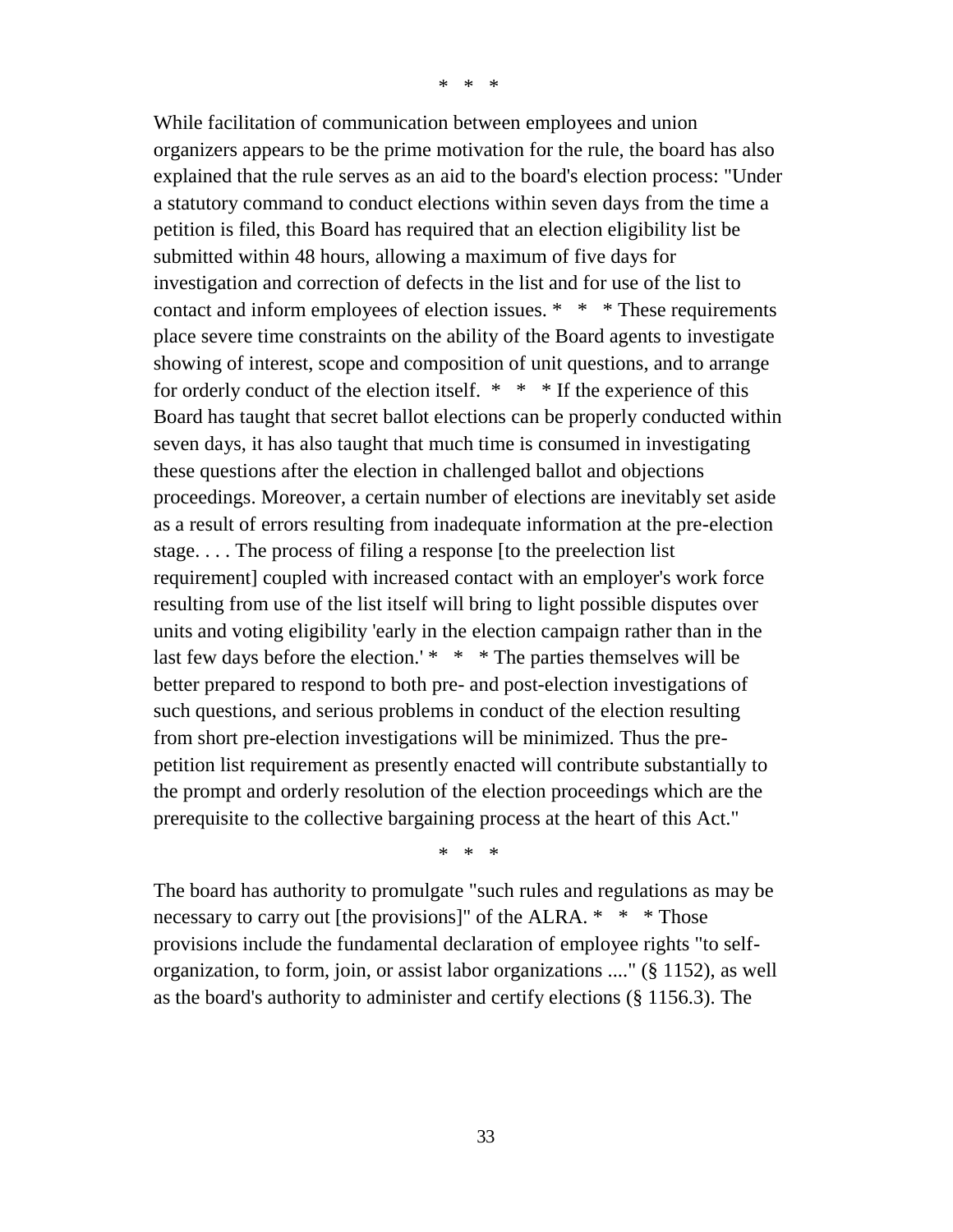\*   \*   \*

While facilitation of communication between employees and union organizers appears to be the prime motivation for the rule, the board has also explained that the rule serves as an aid to the board's election process: "Under a statutory command to conduct elections within seven days from the time a petition is filed, this Board has required that an election eligibility list be submitted within 48 hours, allowing a maximum of five days for investigation and correction of defects in the list and for use of the list to contact and inform employees of election issues. *   *   * These requirements place severe time constraints on the ability of the Board agents to investigate showing of interest, scope and composition of unit questions, and to arrange for orderly conduct of the election itself.  *   *   * If the experience of this Board has taught that secret ballot elections can be properly conducted within seven days, it has also taught that much time is consumed in investigating these questions after the election in challenged ballot and objections proceedings. Moreover, a certain number of elections are inevitably set aside as a result of errors resulting from inadequate information at the pre-election stage. . . . The process of filing a response [to the preelection list requirement] coupled with increased contact with an employer's work force resulting from use of the list itself will bring to light possible disputes over units and voting eligibility 'early in the election campaign rather than in the last few days before the election.' *   *   * The parties themselves will be better prepared to respond to both pre- and post-election investigations of such questions, and serious problems in conduct of the election resulting from short pre-election investigations will be minimized. Thus the pre-petition list requirement as presently enacted will contribute substantially to the prompt and orderly resolution of the election proceedings which are the prerequisite to the collective bargaining process at the heart of this Act."

\*   \*   \*

The board has authority to promulgate "such rules and regulations as may be necessary to carry out [the provisions]" of the ALRA. *   *   * Those provisions include the fundamental declaration of employee rights "to self-organization, to form, join, or assist labor organizations ...." (§ 1152), as well as the board's authority to administer and certify elections (§ 1156.3). The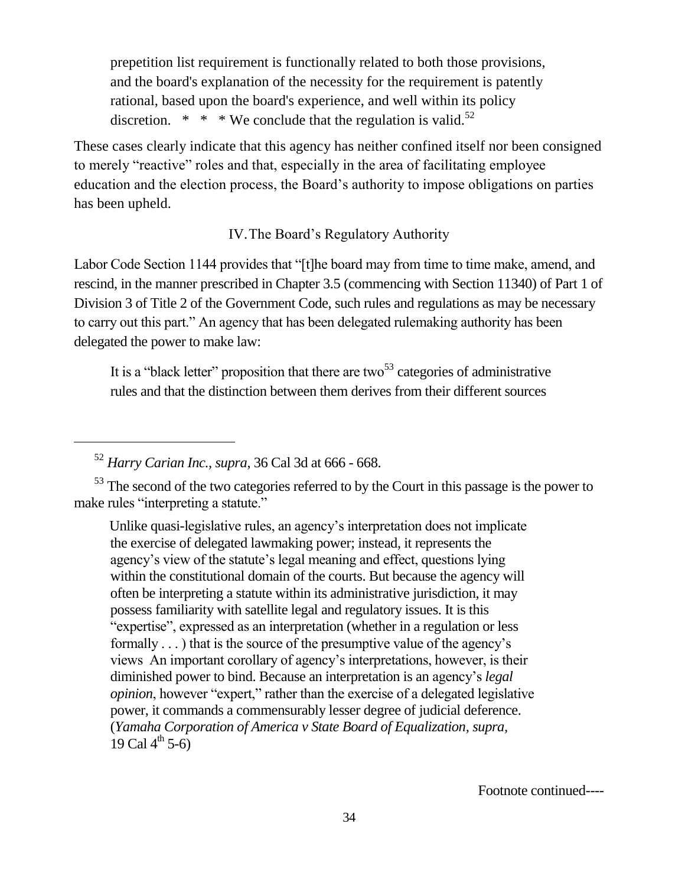> prepetition list requirement is functionally related to both those provisions, and the board's explanation of the necessity for the requirement is patently rational, based upon the board's experience, and well within its policy discretion. * * * We conclude that the regulation is valid.[52]

These cases clearly indicate that this agency has neither confined itself nor been consigned to merely "reactive" roles and that, especially in the area of facilitating employee education and the election process, the Board's authority to impose obligations on parties has been upheld.

## IV. The Board's Regulatory Authority

Labor Code Section 1144 provides that "[t]he board may from time to time make, amend, and rescind, in the manner prescribed in Chapter 3.5 (commencing with Section 11340) of Part 1 of Division 3 of Title 2 of the Government Code, such rules and regulations as may be necessary to carry out this part." An agency that has been delegated rulemaking authority has been delegated the power to make law:

> It is a "black letter" proposition that there are two[53] categories of administrative rules and that the distinction between them derives from their different sources

---

[52] *Harry Carian Inc., supra,* 36 Cal 3d at 666 - 668.

[53] The second of the two categories referred to by the Court in this passage is the power to make rules "interpreting a statute."

> Unlike quasi-legislative rules, an agency's interpretation does not implicate the exercise of delegated lawmaking power; instead, it represents the agency's view of the statute's legal meaning and effect, questions lying within the constitutional domain of the courts. But because the agency will often be interpreting a statute within its administrative jurisdiction, it may possess familiarity with satellite legal and regulatory issues. It is this "expertise", expressed as an interpretation (whether in a regulation or less formally . . . ) that is the source of the presumptive value of the agency's views An important corollary of agency's interpretations, however, is their diminished power to bind. Because an interpretation is an agency's *legal opinion*, however "expert," rather than the exercise of a delegated legislative power, it commands a commensurably lesser degree of judicial deference. (*Yamaha Corporation of America v State Board of Equalization, supra,* 19 Cal 4th 5-6)

Footnote continued----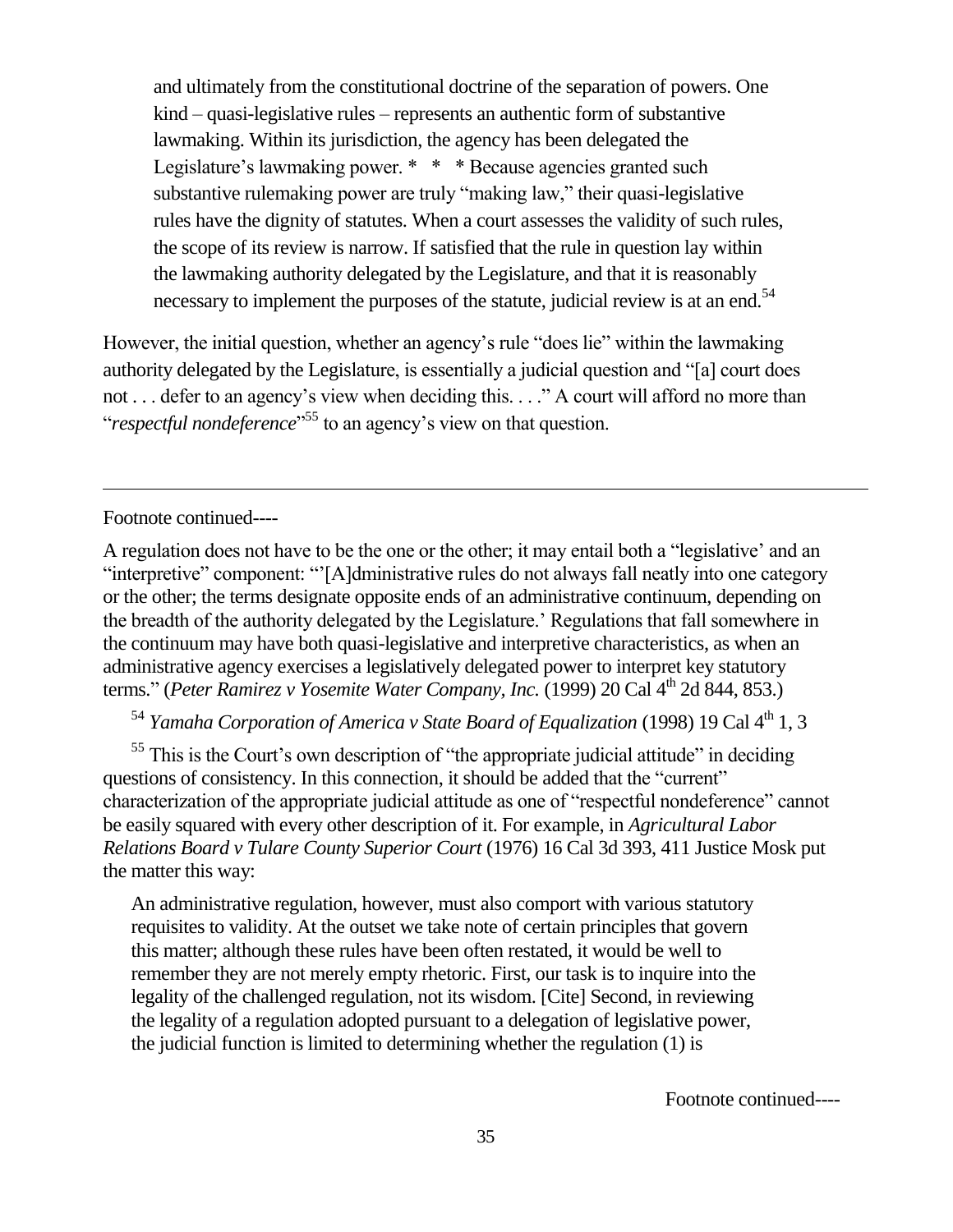> and ultimately from the constitutional doctrine of the separation of powers. One kind – quasi-legislative rules – represents an authentic form of substantive lawmaking. Within its jurisdiction, the agency has been delegated the Legislature's lawmaking power. * * * Because agencies granted such substantive rulemaking power are truly "making law," their quasi-legislative rules have the dignity of statutes. When a court assesses the validity of such rules, the scope of its review is narrow. If satisfied that the rule in question lay within the lawmaking authority delegated by the Legislature, and that it is reasonably necessary to implement the purposes of the statute, judicial review is at an end.[54]

However, the initial question, whether an agency's rule "does lie" within the lawmaking authority delegated by the Legislature, is essentially a judicial question and "[a] court does not . . . defer to an agency's view when deciding this. . . ." A court will afford no more than "*respectful nondeference*"[55] to an agency's view on that question.

---

Footnote continued----

A regulation does not have to be the one or the other; it may entail both a "legislative' and an "interpretive" component: "'[A]dministrative rules do not always fall neatly into one category or the other; the terms designate opposite ends of an administrative continuum, depending on the breadth of the authority delegated by the Legislature.' Regulations that fall somewhere in the continuum may have both quasi-legislative and interpretive characteristics, as when an administrative agency exercises a legislatively delegated power to interpret key statutory terms." (*Peter Ramirez v Yosemite Water Company, Inc.* (1999) 20 Cal 4th 2d 844, 853.)

[54] *Yamaha Corporation of America v State Board of Equalization* (1998) 19 Cal 4th 1, 3

[55] This is the Court's own description of "the appropriate judicial attitude" in deciding questions of consistency. In this connection, it should be added that the "current" characterization of the appropriate judicial attitude as one of "respectful nondeference" cannot be easily squared with every other description of it. For example, in *Agricultural Labor Relations Board v Tulare County Superior Court* (1976) 16 Cal 3d 393, 411 Justice Mosk put the matter this way:

> An administrative regulation, however, must also comport with various statutory requisites to validity. At the outset we take note of certain principles that govern this matter; although these rules have been often restated, it would be well to remember they are not merely empty rhetoric. First, our task is to inquire into the legality of the challenged regulation, not its wisdom. [Cite] Second, in reviewing the legality of a regulation adopted pursuant to a delegation of legislative power, the judicial function is limited to determining whether the regulation (1) is

Footnote continued----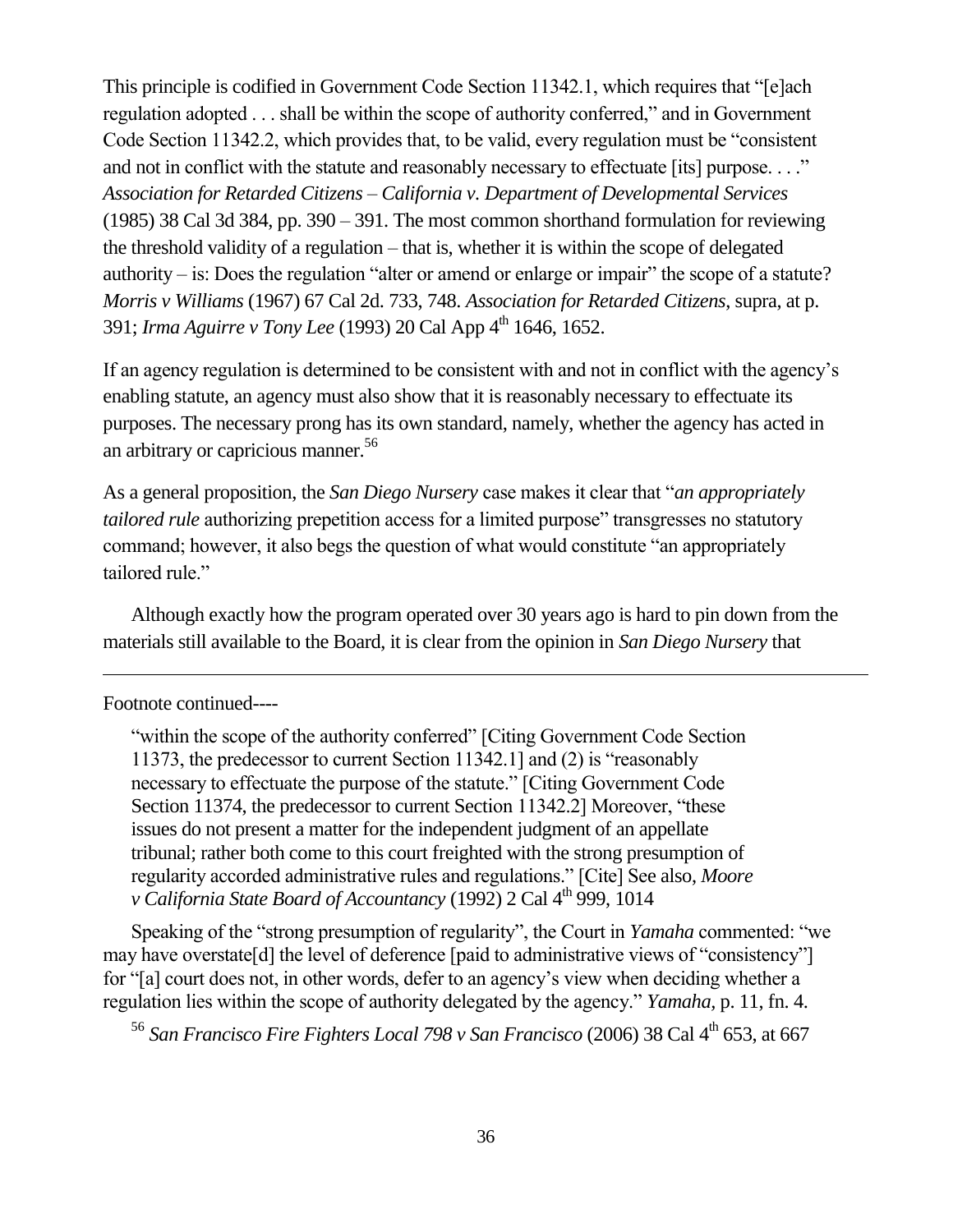This principle is codified in Government Code Section 11342.1, which requires that "[e]ach regulation adopted . . . shall be within the scope of authority conferred," and in Government Code Section 11342.2, which provides that, to be valid, every regulation must be "consistent and not in conflict with the statute and reasonably necessary to effectuate [its] purpose. . . ." *Association for Retarded Citizens – California v. Department of Developmental Services* (1985) 38 Cal 3d 384, pp. 390 – 391. The most common shorthand formulation for reviewing the threshold validity of a regulation – that is, whether it is within the scope of delegated authority – is: Does the regulation "alter or amend or enlarge or impair" the scope of a statute? *Morris v Williams* (1967) 67 Cal 2d. 733, 748. *Association for Retarded Citizens*, supra, at p. 391; *Irma Aguirre v Tony Lee* (1993) 20 Cal App 4th 1646, 1652.

If an agency regulation is determined to be consistent with and not in conflict with the agency's enabling statute, an agency must also show that it is reasonably necessary to effectuate its purposes. The necessary prong has its own standard, namely, whether the agency has acted in an arbitrary or capricious manner.[56]

As a general proposition, the *San Diego Nursery* case makes it clear that "*an appropriately tailored rule* authorizing prepetition access for a limited purpose" transgresses no statutory command; however, it also begs the question of what would constitute "an appropriately tailored rule."

Although exactly how the program operated over 30 years ago is hard to pin down from the materials still available to the Board, it is clear from the opinion in *San Diego Nursery* that

---

Footnote continued----

"within the scope of the authority conferred" [Citing Government Code Section 11373, the predecessor to current Section 11342.1] and (2) is "reasonably necessary to effectuate the purpose of the statute." [Citing Government Code Section 11374, the predecessor to current Section 11342.2] Moreover, "these issues do not present a matter for the independent judgment of an appellate tribunal; rather both come to this court freighted with the strong presumption of regularity accorded administrative rules and regulations." [Cite] See also, *Moore v California State Board of Accountancy* (1992) 2 Cal 4th 999, 1014

Speaking of the "strong presumption of regularity", the Court in *Yamaha* commented: "we may have overstate[d] the level of deference [paid to administrative views of "consistency"] for "[a] court does not, in other words, defer to an agency's view when deciding whether a regulation lies within the scope of authority delegated by the agency." *Yamaha*, p. 11, fn. 4.

[56] *San Francisco Fire Fighters Local 798 v San Francisco* (2006) 38 Cal 4th 653, at 667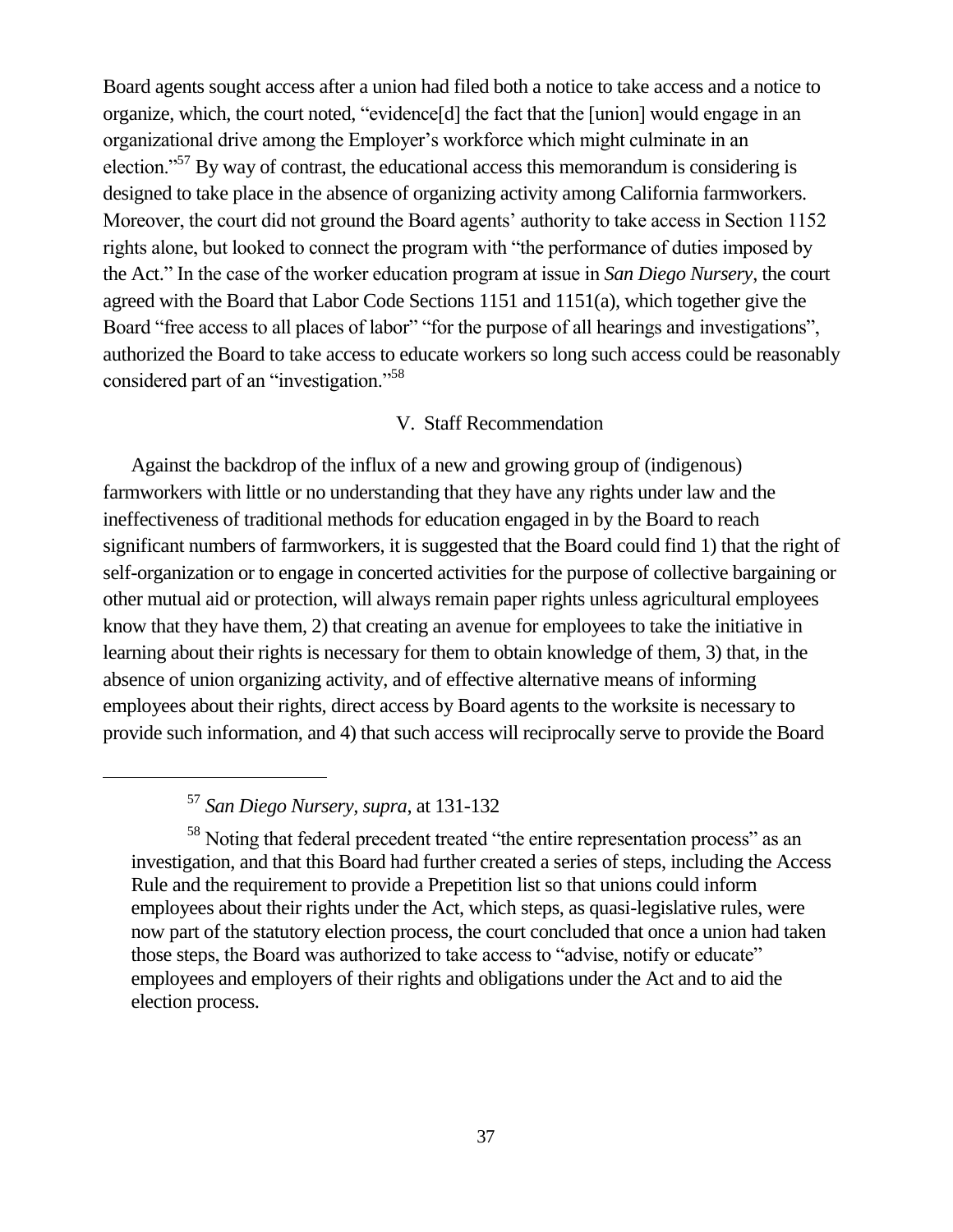Board agents sought access after a union had filed both a notice to take access and a notice to organize, which, the court noted, "evidence[d] the fact that the [union] would engage in an organizational drive among the Employer's workforce which might culminate in an election."[57] By way of contrast, the educational access this memorandum is considering is designed to take place in the absence of organizing activity among California farmworkers. Moreover, the court did not ground the Board agents' authority to take access in Section 1152 rights alone, but looked to connect the program with "the performance of duties imposed by the Act." In the case of the worker education program at issue in *San Diego Nursery*, the court agreed with the Board that Labor Code Sections 1151 and 1151(a), which together give the Board "free access to all places of labor" "for the purpose of all hearings and investigations", authorized the Board to take access to educate workers so long such access could be reasonably considered part of an "investigation."[58]

## V. Staff Recommendation

Against the backdrop of the influx of a new and growing group of (indigenous) farmworkers with little or no understanding that they have any rights under law and the ineffectiveness of traditional methods for education engaged in by the Board to reach significant numbers of farmworkers, it is suggested that the Board could find 1) that the right of self-organization or to engage in concerted activities for the purpose of collective bargaining or other mutual aid or protection, will always remain paper rights unless agricultural employees know that they have them, 2) that creating an avenue for employees to take the initiative in learning about their rights is necessary for them to obtain knowledge of them, 3) that, in the absence of union organizing activity, and of effective alternative means of informing employees about their rights, direct access by Board agents to the worksite is necessary to provide such information, and 4) that such access will reciprocally serve to provide the Board

---

[57] *San Diego Nursery, supra*, at 131-132

[58] Noting that federal precedent treated "the entire representation process" as an investigation, and that this Board had further created a series of steps, including the Access Rule and the requirement to provide a Prepetition list so that unions could inform employees about their rights under the Act, which steps, as quasi-legislative rules, were now part of the statutory election process, the court concluded that once a union had taken those steps, the Board was authorized to take access to "advise, notify or educate" employees and employers of their rights and obligations under the Act and to aid the election process.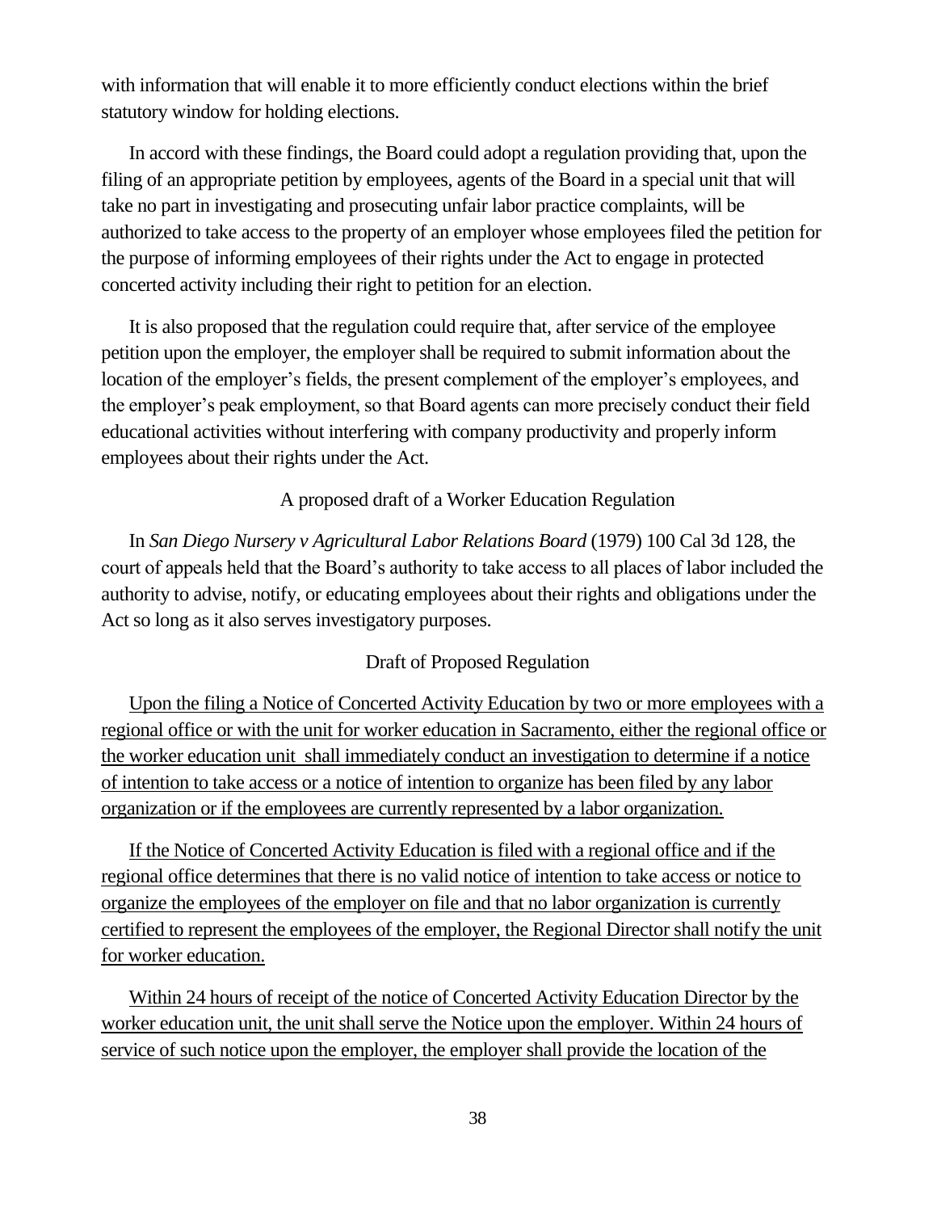with information that will enable it to more efficiently conduct elections within the brief statutory window for holding elections.

In accord with these findings, the Board could adopt a regulation providing that, upon the filing of an appropriate petition by employees, agents of the Board in a special unit that will take no part in investigating and prosecuting unfair labor practice complaints, will be authorized to take access to the property of an employer whose employees filed the petition for the purpose of informing employees of their rights under the Act to engage in protected concerted activity including their right to petition for an election.

It is also proposed that the regulation could require that, after service of the employee petition upon the employer, the employer shall be required to submit information about the location of the employer's fields, the present complement of the employer's employees, and the employer's peak employment, so that Board agents can more precisely conduct their field educational activities without interfering with company productivity and properly inform employees about their rights under the Act.

A proposed draft of a Worker Education Regulation

In *San Diego Nursery v Agricultural Labor Relations Board* (1979) 100 Cal 3d 128, the court of appeals held that the Board's authority to take access to all places of labor included the authority to advise, notify, or educating employees about their rights and obligations under the Act so long as it also serves investigatory purposes.

Draft of Proposed Regulation

<u>Upon the filing a Notice of Concerted Activity Education by two or more employees with a regional office or with the unit for worker education in Sacramento, either the regional office or the worker education unit shall immediately conduct an investigation to determine if a notice of intention to take access or a notice of intention to organize has been filed by any labor organization or if the employees are currently represented by a labor organization.</u>

<u>If the Notice of Concerted Activity Education is filed with a regional office and if the regional office determines that there is no valid notice of intention to take access or notice to organize the employees of the employer on file and that no labor organization is currently certified to represent the employees of the employer, the Regional Director shall notify the unit for worker education.</u>

<u>Within 24 hours of receipt of the notice of Concerted Activity Education Director by the worker education unit, the unit shall serve the Notice upon the employer. Within 24 hours of service of such notice upon the employer, the employer shall provide the location of the</u>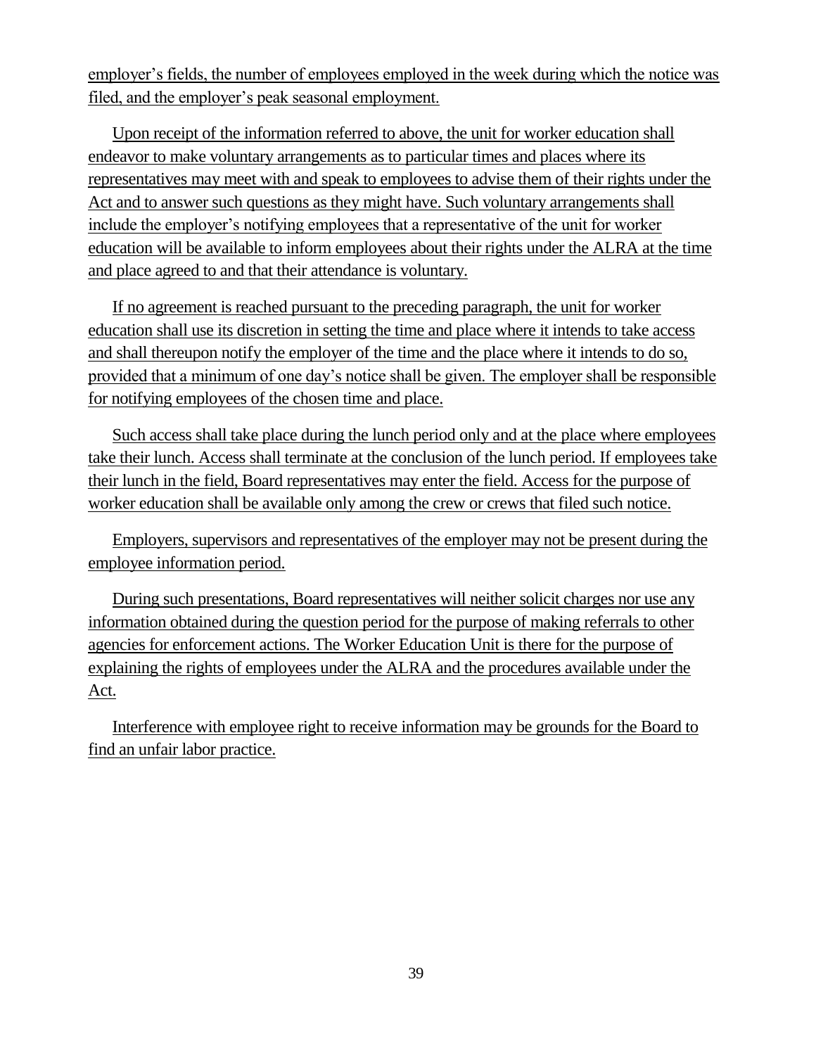employer's fields, the number of employees employed in the week during which the notice was filed, and the employer's peak seasonal employment.

Upon receipt of the information referred to above, the unit for worker education shall endeavor to make voluntary arrangements as to particular times and places where its representatives may meet with and speak to employees to advise them of their rights under the Act and to answer such questions as they might have. Such voluntary arrangements shall include the employer's notifying employees that a representative of the unit for worker education will be available to inform employees about their rights under the ALRA at the time and place agreed to and that their attendance is voluntary.

If no agreement is reached pursuant to the preceding paragraph, the unit for worker education shall use its discretion in setting the time and place where it intends to take access and shall thereupon notify the employer of the time and the place where it intends to do so, provided that a minimum of one day's notice shall be given. The employer shall be responsible for notifying employees of the chosen time and place.

Such access shall take place during the lunch period only and at the place where employees take their lunch. Access shall terminate at the conclusion of the lunch period. If employees take their lunch in the field, Board representatives may enter the field. Access for the purpose of worker education shall be available only among the crew or crews that filed such notice.

Employers, supervisors and representatives of the employer may not be present during the employee information period.

During such presentations, Board representatives will neither solicit charges nor use any information obtained during the question period for the purpose of making referrals to other agencies for enforcement actions. The Worker Education Unit is there for the purpose of explaining the rights of employees under the ALRA and the procedures available under the Act.

Interference with employee right to receive information may be grounds for the Board to find an unfair labor practice.